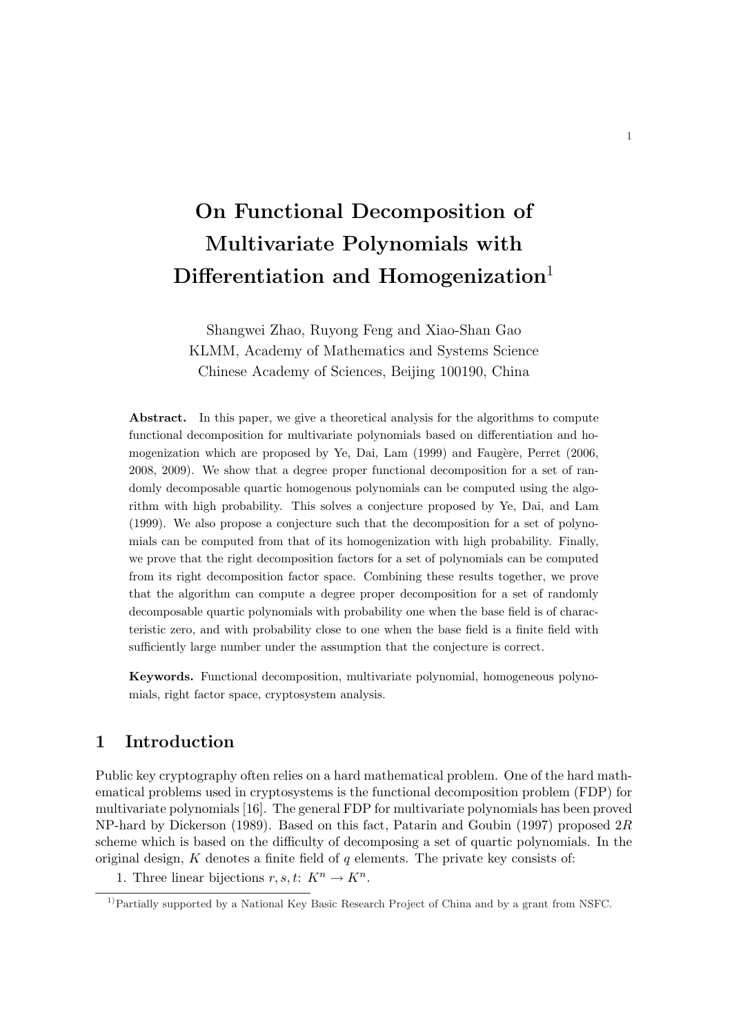# On Functional Decomposition of Multivariate Polynomials with Differentiation and Homogenization[1]

Shangwei Zhao, Ruyong Feng and Xiao-Shan Gao
KLMM, Academy of Mathematics and Systems Science
Chinese Academy of Sciences, Beijing 100190, China

**Abstract.** In this paper, we give a theoretical analysis for the algorithms to compute functional decomposition for multivariate polynomials based on differentiation and homogenization which are proposed by Ye, Dai, Lam (1999) and Faugère, Perret (2006, 2008, 2009). We show that a degree proper functional decomposition for a set of randomly decomposable quartic homogenous polynomials can be computed using the algorithm with high probability. This solves a conjecture proposed by Ye, Dai, and Lam (1999). We also propose a conjecture such that the decomposition for a set of polynomials can be computed from that of its homogenization with high probability. Finally, we prove that the right decomposition factors for a set of polynomials can be computed from its right decomposition factor space. Combining these results together, we prove that the algorithm can compute a degree proper decomposition for a set of randomly decomposable quartic polynomials with probability one when the base field is of characteristic zero, and with probability close to one when the base field is a finite field with sufficiently large number under the assumption that the conjecture is correct.

**Keywords.** Functional decomposition, multivariate polynomial, homogeneous polynomials, right factor space, cryptosystem analysis.

## 1 Introduction

Public key cryptography often relies on a hard mathematical problem. One of the hard mathematical problems used in cryptosystems is the functional decomposition problem (FDP) for multivariate polynomials [16]. The general FDP for multivariate polynomials has been proved NP-hard by Dickerson (1989). Based on this fact, Patarin and Goubin (1997) proposed $2R$ scheme which is based on the difficulty of decomposing a set of quartic polynomials. In the original design, $K$ denotes a finite field of $q$ elements. The private key consists of:

1. Three linear bijections $r, s, t$: $K^n \to K^n$.

[1] Partially supported by a National Key Basic Research Project of China and by a grant from NSFC.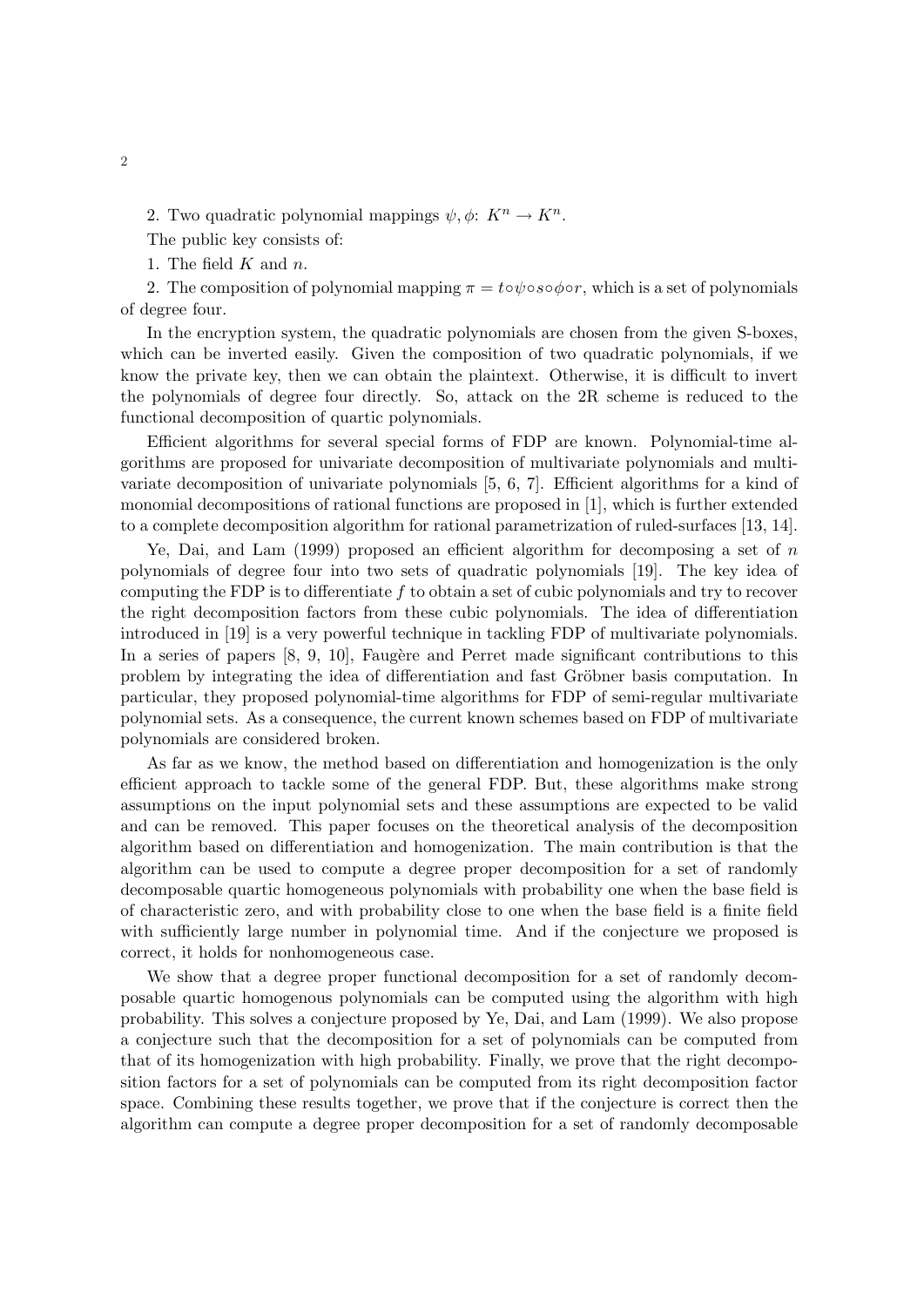2. Two quadratic polynomial mappings $\psi, \phi$: $K^n \to K^n$.

The public key consists of:

1. The field $K$ and $n$.

2. The composition of polynomial mapping $\pi = t \circ \psi \circ s \circ \phi \circ r$, which is a set of polynomials of degree four.

In the encryption system, the quadratic polynomials are chosen from the given S-boxes, which can be inverted easily. Given the composition of two quadratic polynomials, if we know the private key, then we can obtain the plaintext. Otherwise, it is difficult to invert the polynomials of degree four directly. So, attack on the 2R scheme is reduced to the functional decomposition of quartic polynomials.

Efficient algorithms for several special forms of FDP are known. Polynomial-time algorithms are proposed for univariate decomposition of multivariate polynomials and multivariate decomposition of univariate polynomials [5, 6, 7]. Efficient algorithms for a kind of monomial decompositions of rational functions are proposed in [1], which is further extended to a complete decomposition algorithm for rational parametrization of ruled-surfaces [13, 14].

Ye, Dai, and Lam (1999) proposed an efficient algorithm for decomposing a set of $n$ polynomials of degree four into two sets of quadratic polynomials [19]. The key idea of computing the FDP is to differentiate $f$ to obtain a set of cubic polynomials and try to recover the right decomposition factors from these cubic polynomials. The idea of differentiation introduced in [19] is a very powerful technique in tackling FDP of multivariate polynomials. In a series of papers [8, 9, 10], Faugère and Perret made significant contributions to this problem by integrating the idea of differentiation and fast Gröbner basis computation. In particular, they proposed polynomial-time algorithms for FDP of semi-regular multivariate polynomial sets. As a consequence, the current known schemes based on FDP of multivariate polynomials are considered broken.

As far as we know, the method based on differentiation and homogenization is the only efficient approach to tackle some of the general FDP. But, these algorithms make strong assumptions on the input polynomial sets and these assumptions are expected to be valid and can be removed. This paper focuses on the theoretical analysis of the decomposition algorithm based on differentiation and homogenization. The main contribution is that the algorithm can be used to compute a degree proper decomposition for a set of randomly decomposable quartic homogeneous polynomials with probability one when the base field is of characteristic zero, and with probability close to one when the base field is a finite field with sufficiently large number in polynomial time. And if the conjecture we proposed is correct, it holds for nonhomogeneous case.

We show that a degree proper functional decomposition for a set of randomly decomposable quartic homogenous polynomials can be computed using the algorithm with high probability. This solves a conjecture proposed by Ye, Dai, and Lam (1999). We also propose a conjecture such that the decomposition for a set of polynomials can be computed from that of its homogenization with high probability. Finally, we prove that the right decomposition factors for a set of polynomials can be computed from its right decomposition factor space. Combining these results together, we prove that if the conjecture is correct then the algorithm can compute a degree proper decomposition for a set of randomly decomposable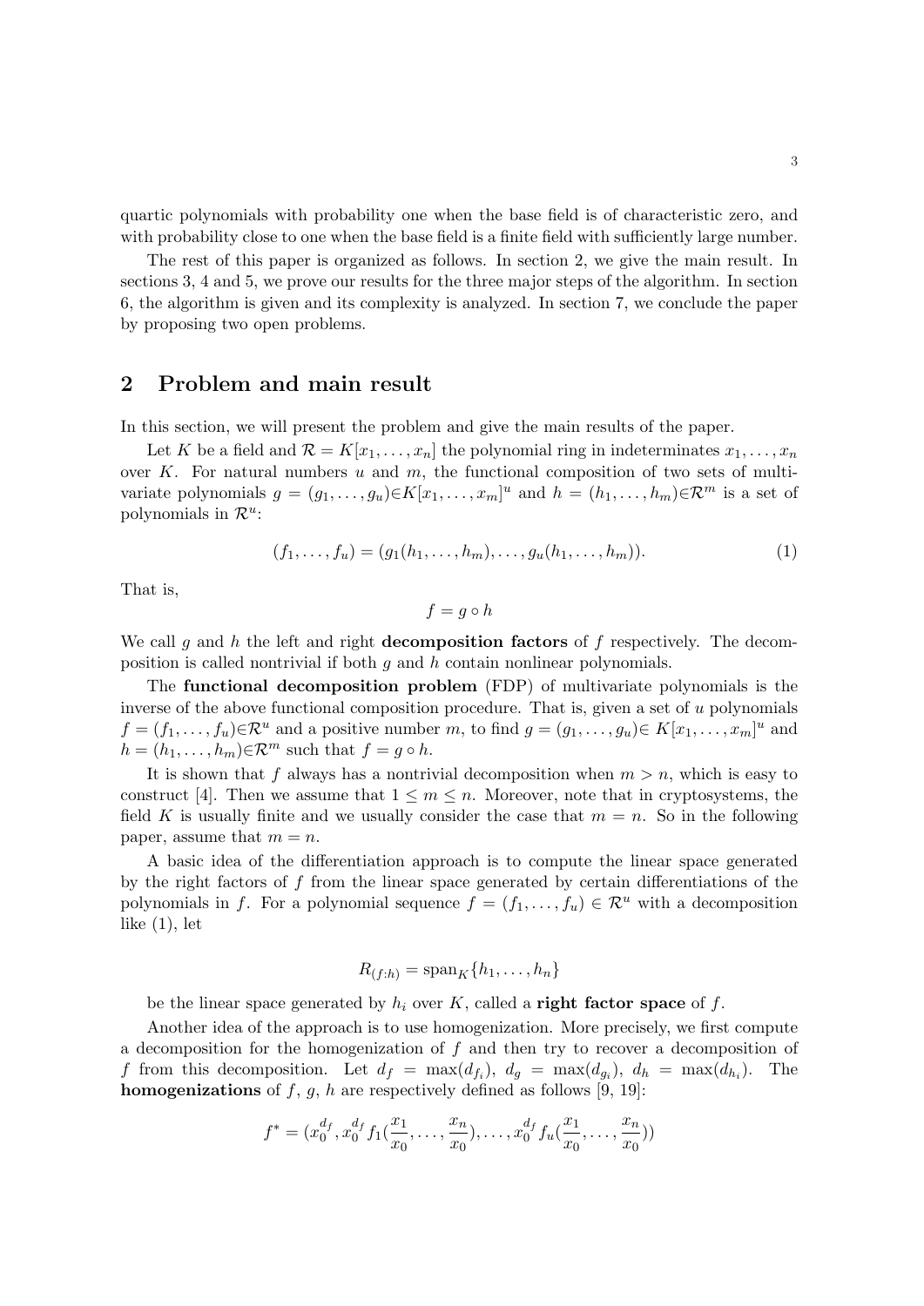quartic polynomials with probability one when the base field is of characteristic zero, and with probability close to one when the base field is a finite field with sufficiently large number.

The rest of this paper is organized as follows. In section 2, we give the main result. In sections 3, 4 and 5, we prove our results for the three major steps of the algorithm. In section 6, the algorithm is given and its complexity is analyzed. In section 7, we conclude the paper by proposing two open problems.

## 2 Problem and main result

In this section, we will present the problem and give the main results of the paper.

Let $K$ be a field and $\mathcal{R} = K[x_1, \ldots, x_n]$ the polynomial ring in indeterminates $x_1, \ldots, x_n$ over $K$. For natural numbers $u$ and $m$, the functional composition of two sets of multivariate polynomials $g = (g_1, \ldots, g_u) \in K[x_1, \ldots, x_m]^u$ and $h = (h_1, \ldots, h_m) \in \mathcal{R}^m$ is a set of polynomials in $\mathcal{R}^u$:

$$(f_1, \ldots, f_u) = (g_1(h_1, \ldots, h_m), \ldots, g_u(h_1, \ldots, h_m)). \tag{1}$$

That is,

$$f = g \circ h$$

We call $g$ and $h$ the left and right **decomposition factors** of $f$ respectively. The decomposition is called nontrivial if both $g$ and $h$ contain nonlinear polynomials.

The **functional decomposition problem** (FDP) of multivariate polynomials is the inverse of the above functional composition procedure. That is, given a set of $u$ polynomials $f = (f_1, \ldots, f_u) \in \mathcal{R}^u$ and a positive number $m$, to find $g = (g_1, \ldots, g_u) \in K[x_1, \ldots, x_m]^u$ and $h = (h_1, \ldots, h_m) \in \mathcal{R}^m$ such that $f = g \circ h$.

It is shown that $f$ always has a nontrivial decomposition when $m > n$, which is easy to construct [4]. Then we assume that $1 \leq m \leq n$. Moreover, note that in cryptosystems, the field $K$ is usually finite and we usually consider the case that $m = n$. So in the following paper, assume that $m = n$.

A basic idea of the differentiation approach is to compute the linear space generated by the right factors of $f$ from the linear space generated by certain differentiations of the polynomials in $f$. For a polynomial sequence $f = (f_1, \ldots, f_u) \in \mathcal{R}^u$ with a decomposition like (1), let

$$R_{(f:h)} = \text{span}_K\{h_1, \ldots, h_n\}$$

be the linear space generated by $h_i$ over $K$, called a **right factor space** of $f$.

Another idea of the approach is to use homogenization. More precisely, we first compute a decomposition for the homogenization of $f$ and then try to recover a decomposition of $f$ from this decomposition. Let $d_f = \max(d_{f_i})$, $d_g = \max(d_{g_i})$, $d_h = \max(d_{h_i})$. The **homogenizations** of $f$, $g$, $h$ are respectively defined as follows [9, 19]:

$$f^* = (x_0^{d_f}, x_0^{d_f} f_1(\frac{x_1}{x_0}, \ldots, \frac{x_n}{x_0}), \ldots, x_0^{d_f} f_u(\frac{x_1}{x_0}, \ldots, \frac{x_n}{x_0}))$$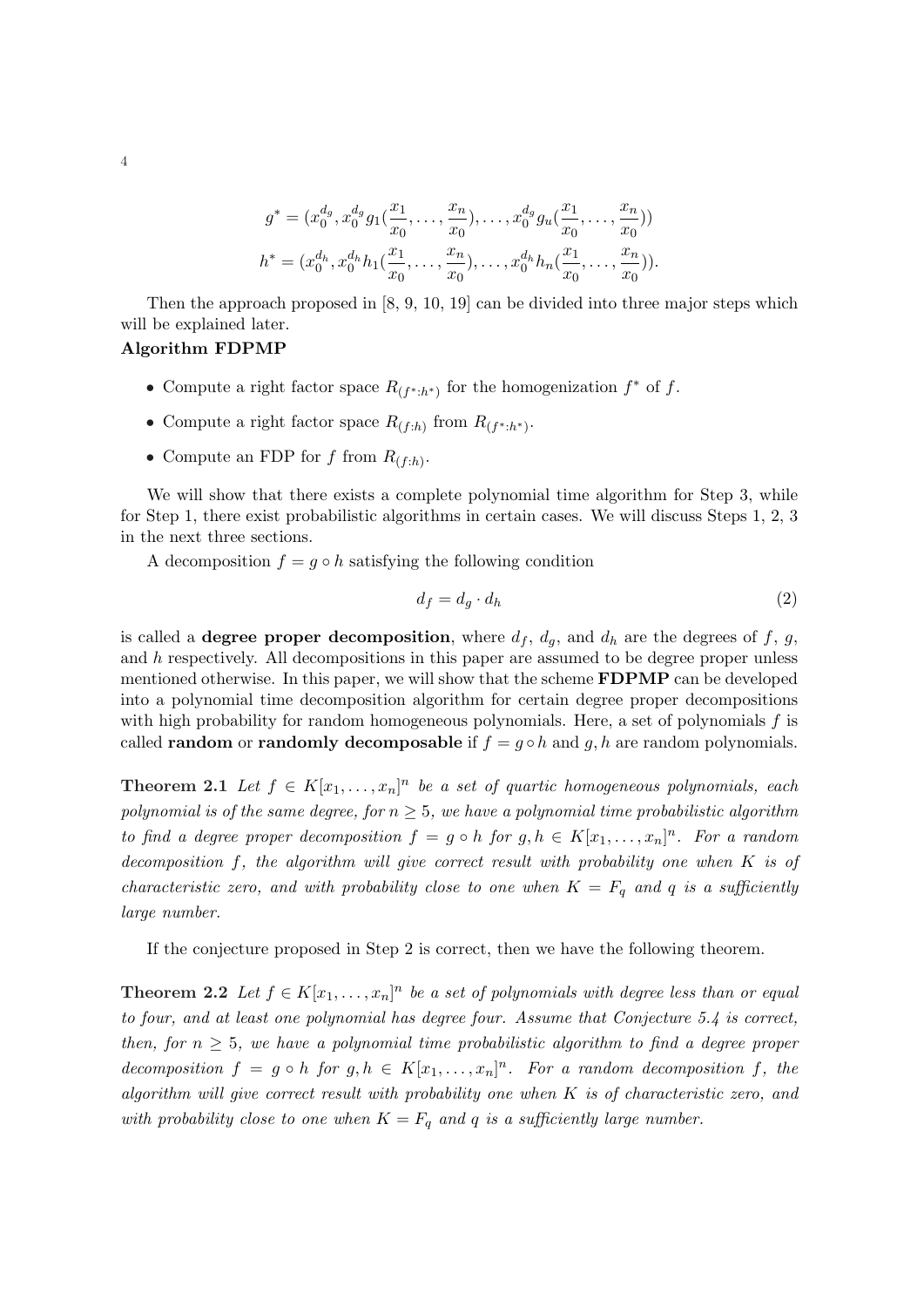$$g^* = (x_0^{d_g}, x_0^{d_g} g_1(\frac{x_1}{x_0}, \ldots, \frac{x_n}{x_0}), \ldots, x_0^{d_g} g_u(\frac{x_1}{x_0}, \ldots, \frac{x_n}{x_0}))$$
$$h^* = (x_0^{d_h}, x_0^{d_h} h_1(\frac{x_1}{x_0}, \ldots, \frac{x_n}{x_0}), \ldots, x_0^{d_h} h_n(\frac{x_1}{x_0}, \ldots, \frac{x_n}{x_0})).$$

Then the approach proposed in [8, 9, 10, 19] can be divided into three major steps which will be explained later.

**Algorithm FDPMP**

- Compute a right factor space $R_{(f^*:h^*)}$ for the homogenization $f^*$ of $f$.
- Compute a right factor space $R_{(f:h)}$ from $R_{(f^*:h^*)}$.
- Compute an FDP for $f$ from $R_{(f:h)}$.

We will show that there exists a complete polynomial time algorithm for Step 3, while for Step 1, there exist probabilistic algorithms in certain cases. We will discuss Steps 1, 2, 3 in the next three sections.

A decomposition $f = g \circ h$ satisfying the following condition

$$d_f = d_g \cdot d_h \tag{2}$$

is called a **degree proper decomposition**, where $d_f$, $d_g$, and $d_h$ are the degrees of $f$, $g$, and $h$ respectively. All decompositions in this paper are assumed to be degree proper unless mentioned otherwise. In this paper, we will show that the scheme **FDPMP** can be developed into a polynomial time decomposition algorithm for certain degree proper decompositions with high probability for random homogeneous polynomials. Here, a set of polynomials $f$ is called **random** or **randomly decomposable** if $f = g \circ h$ and $g, h$ are random polynomials.

**Theorem 2.1** *Let $f \in K[x_1, \ldots, x_n]^n$ be a set of quartic homogeneous polynomials, each polynomial is of the same degree, for $n \geq 5$, we have a polynomial time probabilistic algorithm to find a degree proper decomposition $f = g \circ h$ for $g, h \in K[x_1, \ldots, x_n]^n$. For a random decomposition $f$, the algorithm will give correct result with probability one when $K$ is of characteristic zero, and with probability close to one when $K = F_q$ and $q$ is a sufficiently large number.*

If the conjecture proposed in Step 2 is correct, then we have the following theorem.

**Theorem 2.2** *Let $f \in K[x_1, \ldots, x_n]^n$ be a set of polynomials with degree less than or equal to four, and at least one polynomial has degree four. Assume that Conjecture 5.4 is correct, then, for $n \geq 5$, we have a polynomial time probabilistic algorithm to find a degree proper decomposition $f = g \circ h$ for $g, h \in K[x_1, \ldots, x_n]^n$. For a random decomposition $f$, the algorithm will give correct result with probability one when $K$ is of characteristic zero, and with probability close to one when $K = F_q$ and $q$ is a sufficiently large number.*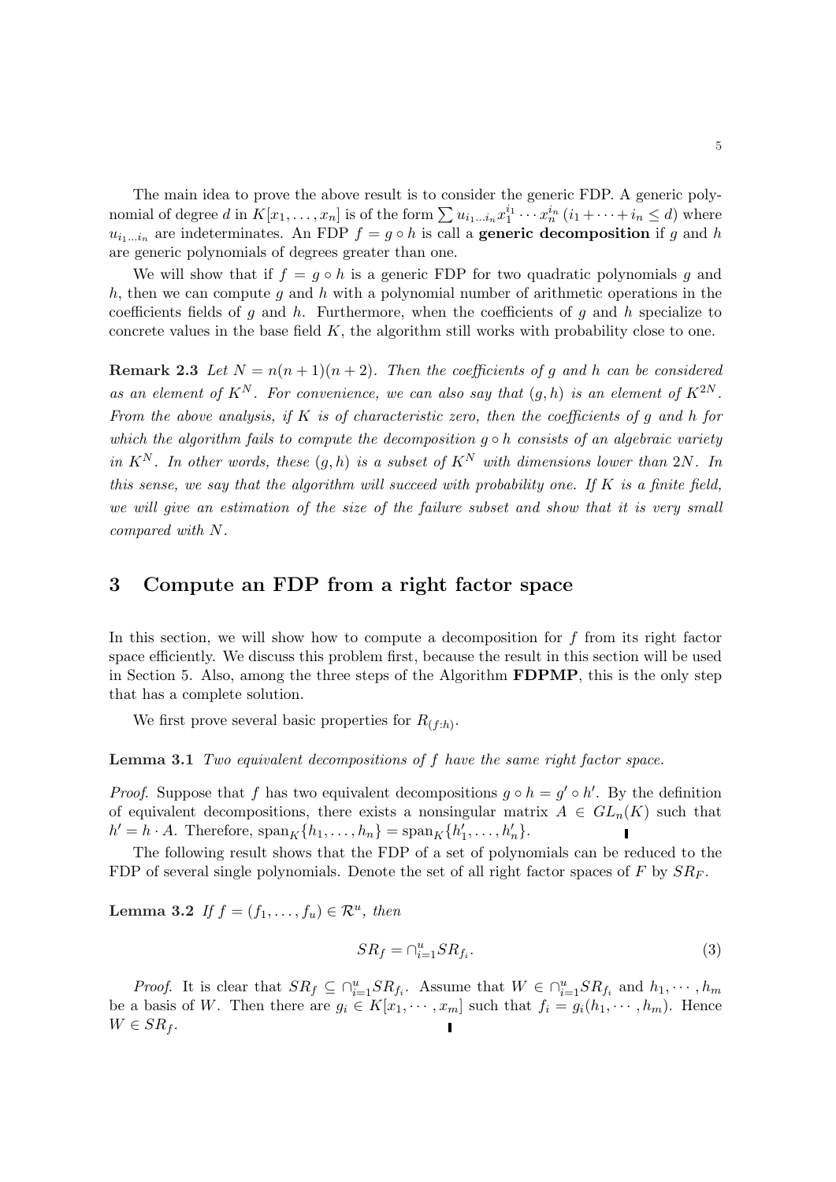The main idea to prove the above result is to consider the generic FDP. A generic polynomial of degree $d$ in $K[x_1, \ldots, x_n]$ is of the form $\sum u_{i_1 \ldots i_n} x_1^{i_1} \cdots x_n^{i_n}$ ($i_1 + \cdots + i_n \leq d$) where $u_{i_1 \ldots i_n}$ are indeterminates. An FDP $f = g \circ h$ is call a **generic decomposition** if $g$ and $h$ are generic polynomials of degrees greater than one.

We will show that if $f = g \circ h$ is a generic FDP for two quadratic polynomials $g$ and $h$, then we can compute $g$ and $h$ with a polynomial number of arithmetic operations in the coefficients fields of $g$ and $h$. Furthermore, when the coefficients of $g$ and $h$ specialize to concrete values in the base field $K$, the algorithm still works with probability close to one.

**Remark 2.3** *Let $N = n(n+1)(n+2)$. Then the coefficients of $g$ and $h$ can be considered as an element of $K^N$. For convenience, we can also say that $(g, h)$ is an element of $K^{2N}$. From the above analysis, if $K$ is of characteristic zero, then the coefficients of $g$ and $h$ for which the algorithm fails to compute the decomposition $g \circ h$ consists of an algebraic variety in $K^N$. In other words, these $(g, h)$ is a subset of $K^N$ with dimensions lower than $2N$. In this sense, we say that the algorithm will succeed with probability one. If $K$ is a finite field, we will give an estimation of the size of the failure subset and show that it is very small compared with $N$.*

## 3 Compute an FDP from a right factor space

In this section, we will show how to compute a decomposition for $f$ from its right factor space efficiently. We discuss this problem first, because the result in this section will be used in Section 5. Also, among the three steps of the Algorithm **FDPMP**, this is the only step that has a complete solution.

We first prove several basic properties for $R_{(f:h)}$.

**Lemma 3.1** *Two equivalent decompositions of $f$ have the same right factor space.*

*Proof.* Suppose that $f$ has two equivalent decompositions $g \circ h = g' \circ h'$. By the definition of equivalent decompositions, there exists a nonsingular matrix $A \in GL_n(K)$ such that $h' = h \cdot A$. Therefore, $\text{span}_K\{h_1, \ldots, h_n\} = \text{span}_K\{h'_1, \ldots, h'_n\}$. ∎

The following result shows that the FDP of a set of polynomials can be reduced to the FDP of several single polynomials. Denote the set of all right factor spaces of $F$ by $SR_F$.

**Lemma 3.2** *If $f = (f_1, \ldots, f_u) \in \mathcal{R}^u$, then*

$$SR_f = \cap_{i=1}^{u} SR_{f_i}. \tag{3}$$

*Proof.* It is clear that $SR_f \subseteq \cap_{i=1}^{u} SR_{f_i}$. Assume that $W \in \cap_{i=1}^{u} SR_{f_i}$ and $h_1, \cdots, h_m$ be a basis of $W$. Then there are $g_i \in K[x_1, \cdots, x_m]$ such that $f_i = g_i(h_1, \cdots, h_m)$. Hence $W \in SR_f$. ∎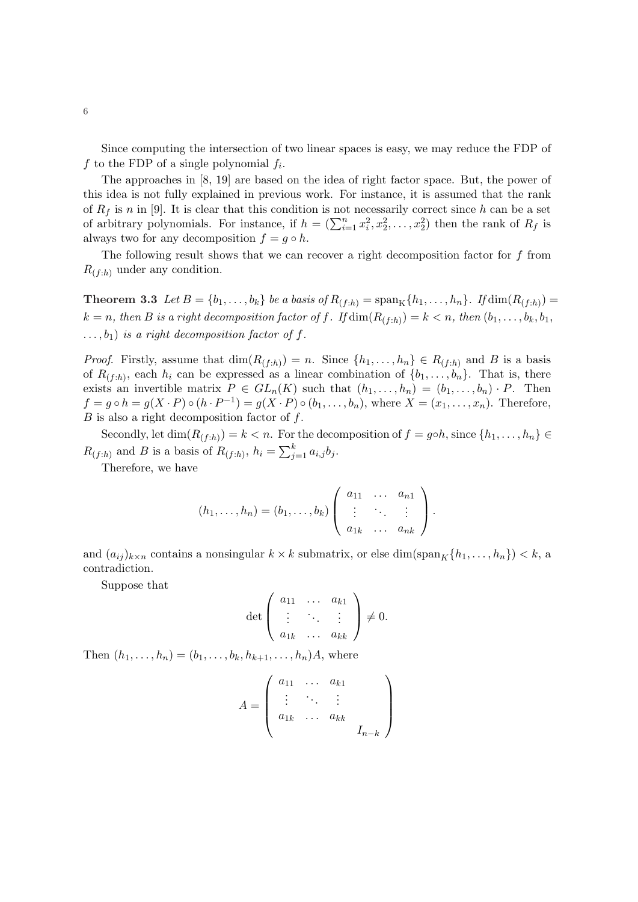Since computing the intersection of two linear spaces is easy, we may reduce the FDP of $f$ to the FDP of a single polynomial $f_i$.

The approaches in [8, 19] are based on the idea of right factor space. But, the power of this idea is not fully explained in previous work. For instance, it is assumed that the rank of $R_f$ is $n$ in [9]. It is clear that this condition is not necessarily correct since $h$ can be a set of arbitrary polynomials. For instance, if $h = (\sum_{i=1}^n x_i^2, x_2^2, \ldots, x_2^2)$ then the rank of $R_f$ is always two for any decomposition $f = g \circ h$.

The following result shows that we can recover a right decomposition factor for $f$ from $R_{(f:h)}$ under any condition.

**Theorem 3.3** *Let $B = \{b_1, \ldots, b_k\}$ be a basis of $R_{(f:h)} = \mathrm{span}_{\mathrm{K}}\{h_1, \ldots, h_n\}$. If $\dim(R_{(f:h)}) = k = n$, then $B$ is a right decomposition factor of $f$. If $\dim(R_{(f:h)}) = k < n$, then $(b_1, \ldots, b_k, b_1, \ldots, b_1)$ is a right decomposition factor of $f$.*

*Proof.* Firstly, assume that $\dim(R_{(f:h)}) = n$. Since $\{h_1, \ldots, h_n\} \in R_{(f:h)}$ and $B$ is a basis of $R_{(f:h)}$, each $h_i$ can be expressed as a linear combination of $\{b_1, \ldots, b_n\}$. That is, there exists an invertible matrix $P \in GL_n(K)$ such that $(h_1, \ldots, h_n) = (b_1, \ldots, b_n) \cdot P$. Then $f = g \circ h = g(X \cdot P) \circ (h \cdot P^{-1}) = g(X \cdot P) \circ (b_1, \ldots, b_n)$, where $X = (x_1, \ldots, x_n)$. Therefore, $B$ is also a right decomposition factor of $f$.

Secondly, let $\dim(R_{(f:h)}) = k < n$. For the decomposition of $f = g \circ h$, since $\{h_1, \ldots, h_n\} \in R_{(f:h)}$ and $B$ is a basis of $R_{(f:h)}$, $h_i = \sum_{j=1}^k a_{i,j} b_j$.

Therefore, we have

$$(h_1, \ldots, h_n) = (b_1, \ldots, b_k) \begin{pmatrix} a_{11} & \ldots & a_{n1} \\ \vdots & \ddots & \vdots \\ a_{1k} & \ldots & a_{nk} \end{pmatrix}.$$

and $(a_{ij})_{k \times n}$ contains a nonsingular $k \times k$ submatrix, or else $\dim(\mathrm{span}_K\{h_1, \ldots, h_n\}) < k$, a contradiction.

Suppose that

$$\det \begin{pmatrix} a_{11} & \ldots & a_{k1} \\ \vdots & \ddots & \vdots \\ a_{1k} & \ldots & a_{kk} \end{pmatrix} \neq 0.$$

Then $(h_1, \ldots, h_n) = (b_1, \ldots, b_k, h_{k+1}, \ldots, h_n)A$, where

$$A = \begin{pmatrix} a_{11} & \ldots & a_{k1} & \\ \vdots & \ddots & \vdots & \\ a_{1k} & \ldots & a_{kk} & \\ & & & I_{n-k} \end{pmatrix}$$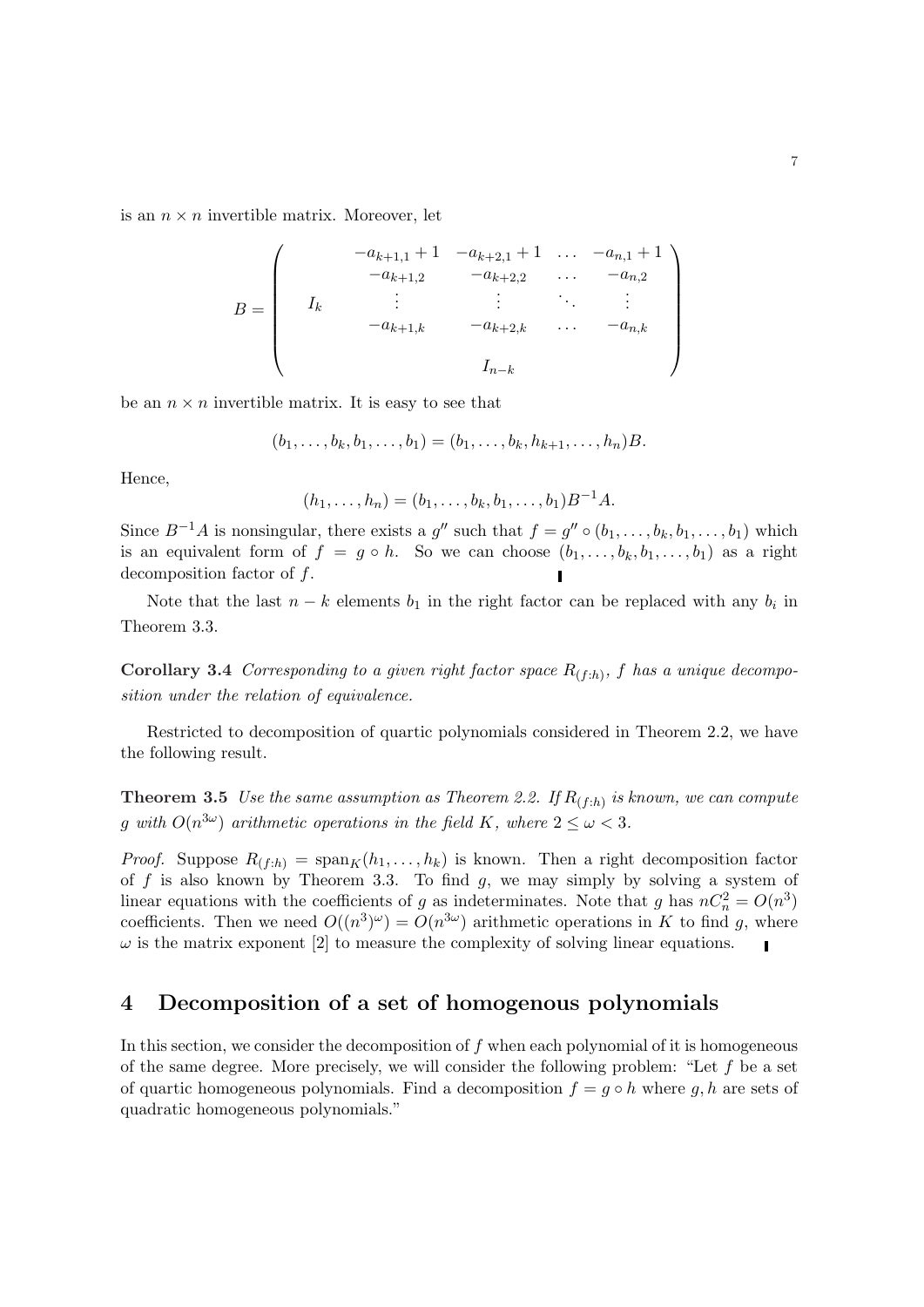is an $n \times n$ invertible matrix. Moreover, let

$$
B = \begin{pmatrix} I_k & \begin{matrix} -a_{k+1,1}+1 & -a_{k+2,1}+1 & \dots & -a_{n,1}+1 \\ -a_{k+1,2} & -a_{k+2,2} & \dots & -a_{n,2} \\ \vdots & \vdots & \ddots & \vdots \\ -a_{k+1,k} & -a_{k+2,k} & \dots & -a_{n,k} \end{matrix} \\ & I_{n-k} \end{pmatrix}
$$

be an $n \times n$ invertible matrix. It is easy to see that

$$
(b_1, \dots, b_k, b_1, \dots, b_1) = (b_1, \dots, b_k, h_{k+1}, \dots, h_n)B.
$$

Hence,

$$
(h_1, \dots, h_n) = (b_1, \dots, b_k, b_1, \dots, b_1)B^{-1}A.
$$

Since $B^{-1}A$ is nonsingular, there exists a $g''$ such that $f = g'' \circ (b_1, \dots, b_k, b_1, \dots, b_1)$ which is an equivalent form of $f = g \circ h$. So we can choose $(b_1, \dots, b_k, b_1, \dots, b_1)$ as a right decomposition factor of $f$. ∎

Note that the last $n-k$ elements $b_1$ in the right factor can be replaced with any $b_i$ in Theorem 3.3.

**Corollary 3.4** *Corresponding to a given right factor space $R_{(f:h)}$, $f$ has a unique decomposition under the relation of equivalence.*

Restricted to decomposition of quartic polynomials considered in Theorem 2.2, we have the following result.

**Theorem 3.5** *Use the same assumption as Theorem 2.2. If $R_{(f:h)}$ is known, we can compute $g$ with $O(n^{3\omega})$ arithmetic operations in the field $K$, where $2 \leq \omega < 3$.*

*Proof.* Suppose $R_{(f:h)} = \text{span}_K(h_1, \dots, h_k)$ is known. Then a right decomposition factor of $f$ is also known by Theorem 3.3. To find $g$, we may simply by solving a system of linear equations with the coefficients of $g$ as indeterminates. Note that $g$ has $nC_n^2 = O(n^3)$ coefficients. Then we need $O((n^3)^\omega) = O(n^{3\omega})$ arithmetic operations in $K$ to find $g$, where $\omega$ is the matrix exponent [2] to measure the complexity of solving linear equations. ∎

## 4 Decomposition of a set of homogenous polynomials

In this section, we consider the decomposition of $f$ when each polynomial of it is homogeneous of the same degree. More precisely, we will consider the following problem: "Let $f$ be a set of quartic homogeneous polynomials. Find a decomposition $f = g \circ h$ where $g, h$ are sets of quadratic homogeneous polynomials."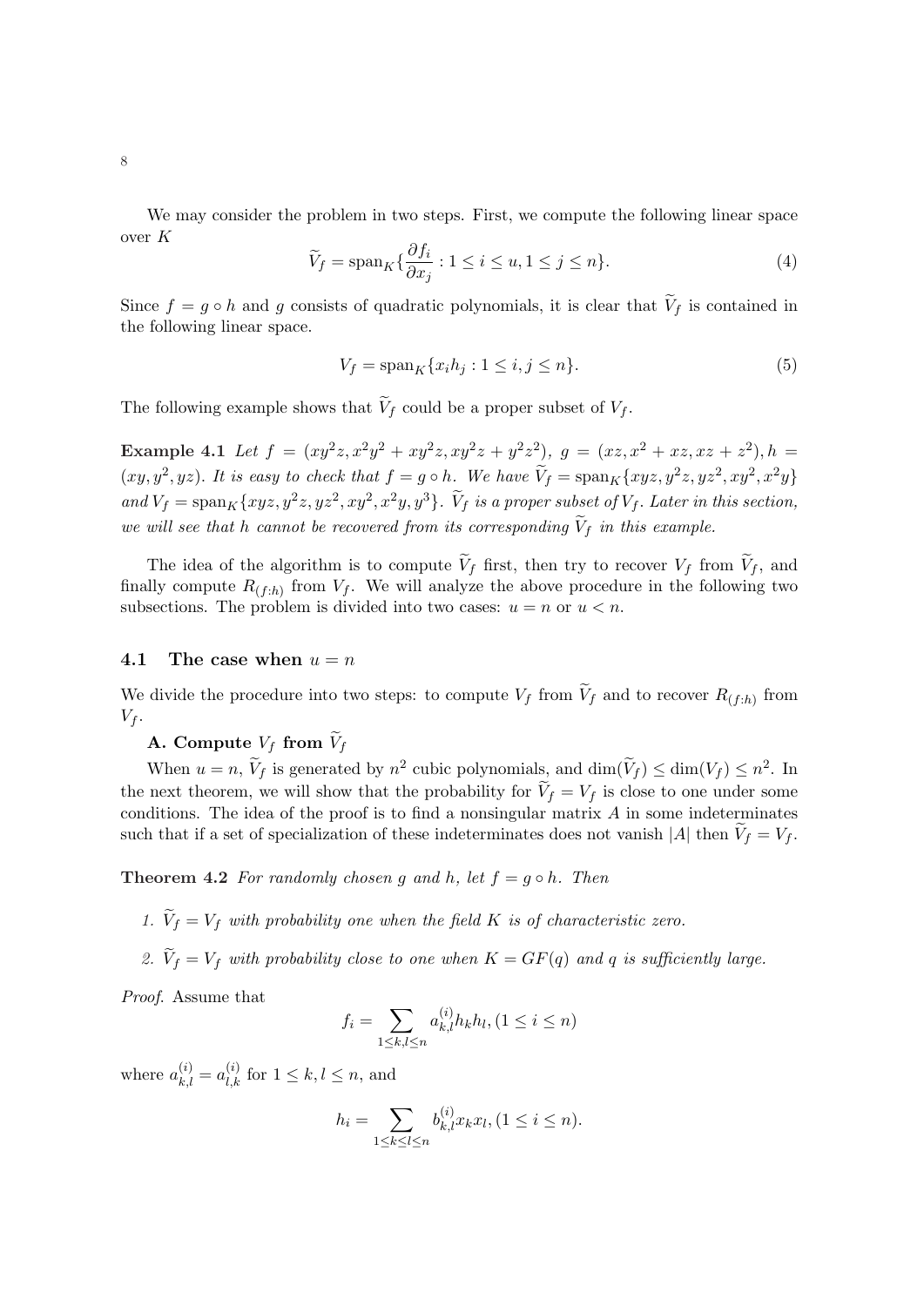We may consider the problem in two steps. First, we compute the following linear space over $K$

$$\widetilde{V}_f = \mathrm{span}_K\{\frac{\partial f_i}{\partial x_j} : 1 \le i \le u, 1 \le j \le n\}. \tag{4}$$

Since $f = g \circ h$ and $g$ consists of quadratic polynomials, it is clear that $\widetilde{V}_f$ is contained in the following linear space.

$$V_f = \mathrm{span}_K\{x_i h_j : 1 \le i, j \le n\}. \tag{5}$$

The following example shows that $\widetilde{V}_f$ could be a proper subset of $V_f$.

**Example 4.1** *Let* $f = (xy^2z, x^2y^2 + xy^2z, xy^2z + y^2z^2)$*,* $g = (xz, x^2 + xz, xz + z^2), h = (xy, y^2, yz)$*. It is easy to check that* $f = g \circ h$*. We have* $\widetilde{V}_f = \mathrm{span}_K\{xyz, y^2z, yz^2, xy^2, x^2y\}$ *and* $V_f = \mathrm{span}_K\{xyz, y^2z, yz^2, xy^2, x^2y, y^3\}$*.* $\widetilde{V}_f$ *is a proper subset of* $V_f$*. Later in this section, we will see that* $h$ *cannot be recovered from its corresponding* $\widetilde{V}_f$ *in this example.*

The idea of the algorithm is to compute $\widetilde{V}_f$ first, then try to recover $V_f$ from $\widetilde{V}_f$, and finally compute $R_{(f:h)}$ from $V_f$. We will analyze the above procedure in the following two subsections. The problem is divided into two cases: $u = n$ or $u < n$.

## 4.1 The case when $u = n$

We divide the procedure into two steps: to compute $V_f$ from $\widetilde{V}_f$ and to recover $R_{(f:h)}$ from $V_f$.

**A. Compute $V_f$ from $\widetilde{V}_f$**

When $u = n$, $\widetilde{V}_f$ is generated by $n^2$ cubic polynomials, and $\dim(\widetilde{V}_f) \le \dim(V_f) \le n^2$. In the next theorem, we will show that the probability for $\widetilde{V}_f = V_f$ is close to one under some conditions. The idea of the proof is to find a nonsingular matrix $A$ in some indeterminates such that if a set of specialization of these indeterminates does not vanish $|A|$ then $\widetilde{V}_f = V_f$.

**Theorem 4.2** *For randomly chosen* $g$ *and* $h$*, let* $f = g \circ h$*. Then*

1. $\widetilde{V}_f = V_f$ *with probability one when the field* $K$ *is of characteristic zero.*
2. $\widetilde{V}_f = V_f$ *with probability close to one when* $K = GF(q)$ *and* $q$ *is sufficiently large.*

*Proof.* Assume that

$$f_i = \sum_{1 \le k,l \le n} a_{k,l}^{(i)} h_k h_l, (1 \le i \le n)$$

where $a_{k,l}^{(i)} = a_{l,k}^{(i)}$ for $1 \le k, l \le n$, and

$$h_i = \sum_{1 \le k \le l \le n} b_{k,l}^{(i)} x_k x_l, (1 \le i \le n).$$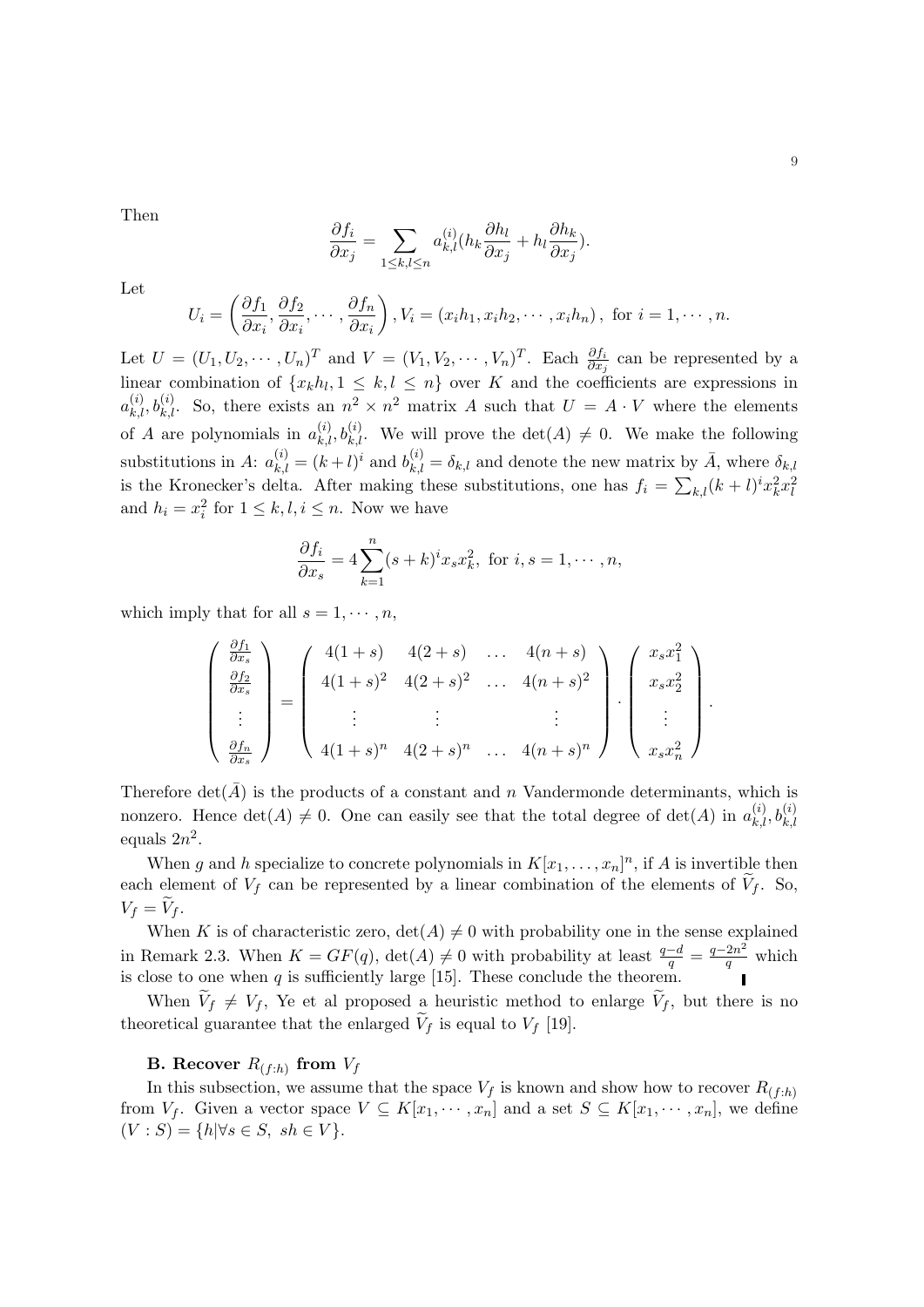Then

$$\frac{\partial f_i}{\partial x_j} = \sum_{1\le k,l\le n} a_{k,l}^{(i)}(h_k \frac{\partial h_l}{\partial x_j} + h_l \frac{\partial h_k}{\partial x_j}).$$

Let

$$U_i = \left(\frac{\partial f_1}{\partial x_i}, \frac{\partial f_2}{\partial x_i}, \cdots, \frac{\partial f_n}{\partial x_i}\right), V_i = (x_i h_1, x_i h_2, \cdots, x_i h_n), \text{ for } i = 1, \cdots, n.$$

Let $U = (U_1, U_2, \cdots, U_n)^T$ and $V = (V_1, V_2, \cdots, V_n)^T$. Each $\frac{\partial f_i}{\partial x_j}$ can be represented by a linear combination of $\{x_k h_l, 1 \le k, l \le n\}$ over $K$ and the coefficients are expressions in $a_{k,l}^{(i)}, b_{k,l}^{(i)}$. So, there exists an $n^2 \times n^2$ matrix $A$ such that $U = A \cdot V$ where the elements of $A$ are polynomials in $a_{k,l}^{(i)}, b_{k,l}^{(i)}$. We will prove the $\det(A) \neq 0$. We make the following substitutions in $A$: $a_{k,l}^{(i)} = (k+l)^i$ and $b_{k,l}^{(i)} = \delta_{k,l}$ and denote the new matrix by $\bar{A}$, where $\delta_{k,l}$ is the Kronecker's delta. After making these substitutions, one has $f_i = \sum_{k,l}(k+l)^i x_k^2 x_l^2$ and $h_i = x_i^2$ for $1 \le k, l, i \le n$. Now we have

$$\frac{\partial f_i}{\partial x_s} = 4\sum_{k=1}^{n}(s+k)^i x_s x_k^2, \text{ for } i, s = 1, \cdots, n,$$

which imply that for all $s = 1, \cdots, n$,

$$\begin{pmatrix} \frac{\partial f_1}{\partial x_s} \\ \frac{\partial f_2}{\partial x_s} \\ \vdots \\ \frac{\partial f_n}{\partial x_s} \end{pmatrix} = \begin{pmatrix} 4(1+s) & 4(2+s) & \dots & 4(n+s) \\ 4(1+s)^2 & 4(2+s)^2 & \dots & 4(n+s)^2 \\ \vdots & \vdots & & \vdots \\ 4(1+s)^n & 4(2+s)^n & \dots & 4(n+s)^n \end{pmatrix} \cdot \begin{pmatrix} x_s x_1^2 \\ x_s x_2^2 \\ \vdots \\ x_s x_n^2 \end{pmatrix}.$$

Therefore $\det(\bar{A})$ is the products of a constant and $n$ Vandermonde determinants, which is nonzero. Hence $\det(A) \neq 0$. One can easily see that the total degree of $\det(A)$ in $a_{k,l}^{(i)}, b_{k,l}^{(i)}$ equals $2n^2$.

When $g$ and $h$ specialize to concrete polynomials in $K[x_1, \ldots, x_n]^n$, if $A$ is invertible then each element of $V_f$ can be represented by a linear combination of the elements of $\widetilde{V}_f$. So, $V_f = \widetilde{V}_f$.

When $K$ is of characteristic zero, $\det(A) \neq 0$ with probability one in the sense explained in Remark 2.3. When $K = GF(q)$, $\det(A) \neq 0$ with probability at least $\frac{q-d}{q} = \frac{q-2n^2}{q}$ which is close to one when $q$ is sufficiently large [15]. These conclude the theorem. ∎

When $\widetilde{V}_f \neq V_f$, Ye et al proposed a heuristic method to enlarge $\widetilde{V}_f$, but there is no theoretical guarantee that the enlarged $\widetilde{V}_f$ is equal to $V_f$ [19].

**B. Recover $R_{(f:h)}$ from $V_f$**

In this subsection, we assume that the space $V_f$ is known and show how to recover $R_{(f:h)}$ from $V_f$. Given a vector space $V \subseteq K[x_1, \cdots, x_n]$ and a set $S \subseteq K[x_1, \cdots, x_n]$, we define $(V : S) = \{h | \forall s \in S,\ sh \in V\}$.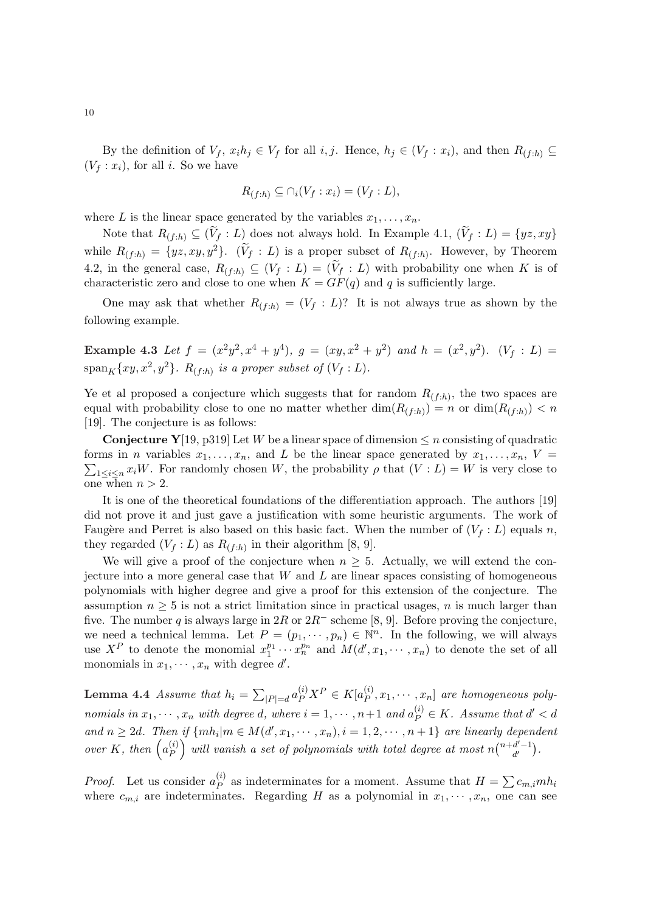By the definition of $V_f$, $x_i h_j \in V_f$ for all $i, j$. Hence, $h_j \in (V_f : x_i)$, and then $R_{(f:h)} \subseteq (V_f : x_i)$, for all $i$. So we have

$$R_{(f:h)} \subseteq \cap_i (V_f : x_i) = (V_f : L),$$

where $L$ is the linear space generated by the variables $x_1, \ldots, x_n$.

Note that $R_{(f:h)} \subseteq (\widetilde{V}_f : L)$ does not always hold. In Example 4.1, $(\widetilde{V}_f : L) = \{yz, xy\}$ while $R_{(f:h)} = \{yz, xy, y^2\}$. $(\widetilde{V}_f : L)$ is a proper subset of $R_{(f:h)}$. However, by Theorem 4.2, in the general case, $R_{(f:h)} \subseteq (V_f : L) = (\widetilde{V}_f : L)$ with probability one when $K$ is of characteristic zero and close to one when $K = GF(q)$ and $q$ is sufficiently large.

One may ask that whether $R_{(f:h)} = (V_f : L)$? It is not always true as shown by the following example.

**Example 4.3** *Let $f = (x^2y^2, x^4 + y^4)$, $g = (xy, x^2 + y^2)$ and $h = (x^2, y^2)$. $(V_f : L) = \mathrm{span}_K\{xy, x^2, y^2\}$. $R_{(f:h)}$ is a proper subset of $(V_f : L)$.*

Ye et al proposed a conjecture which suggests that for random $R_{(f:h)}$, the two spaces are equal with probability close to one no matter whether $\dim(R_{(f:h)}) = n$ or $\dim(R_{(f:h)}) < n$ [19]. The conjecture is as follows:

**Conjecture Y**[19, p319] Let $W$ be a linear space of dimension $\leq n$ consisting of quadratic forms in $n$ variables $x_1, \ldots, x_n$, and $L$ be the linear space generated by $x_1, \ldots, x_n$, $V = \sum_{1 \leq i \leq n} x_i W$. For randomly chosen $W$, the probability $\rho$ that $(V : L) = W$ is very close to one when $n > 2$.

It is one of the theoretical foundations of the differentiation approach. The authors [19] did not prove it and just gave a justification with some heuristic arguments. The work of Faugère and Perret is also based on this basic fact. When the number of $(V_f : L)$ equals $n$, they regarded $(V_f : L)$ as $R_{(f:h)}$ in their algorithm [8, 9].

We will give a proof of the conjecture when $n \geq 5$. Actually, we will extend the conjecture into a more general case that $W$ and $L$ are linear spaces consisting of homogeneous polynomials with higher degree and give a proof for this extension of the conjecture. The assumption $n \geq 5$ is not a strict limitation since in practical usages, $n$ is much larger than five. The number $q$ is always large in $2R$ or $2R^-$ scheme [8, 9]. Before proving the conjecture, we need a technical lemma. Let $P = (p_1, \cdots, p_n) \in \mathbb{N}^n$. In the following, we will always use $X^P$ to denote the monomial $x_1^{p_1} \cdots x_n^{p_n}$ and $M(d', x_1, \cdots, x_n)$ to denote the set of all monomials in $x_1, \cdots, x_n$ with degree $d'$.

**Lemma 4.4** *Assume that $h_i = \sum_{|P|=d} a_P^{(i)} X^P \in K[a_P^{(i)}, x_1, \cdots, x_n]$ are homogeneous polynomials in $x_1, \cdots, x_n$ with degree $d$, where $i = 1, \cdots, n+1$ and $a_P^{(i)} \in K$. Assume that $d' < d$ and $n \geq 2d$. Then if $\{mh_i | m \in M(d', x_1, \cdots, x_n), i = 1, 2, \cdots, n+1\}$ are linearly dependent over $K$, then $\left(a_P^{(i)}\right)$ will vanish a set of polynomials with total degree at most $n\binom{n+d'-1}{d'}$.*

*Proof.* Let us consider $a_P^{(i)}$ as indeterminates for a moment. Assume that $H = \sum c_{m,i} m h_i$ where $c_{m,i}$ are indeterminates. Regarding $H$ as a polynomial in $x_1, \cdots, x_n$, one can see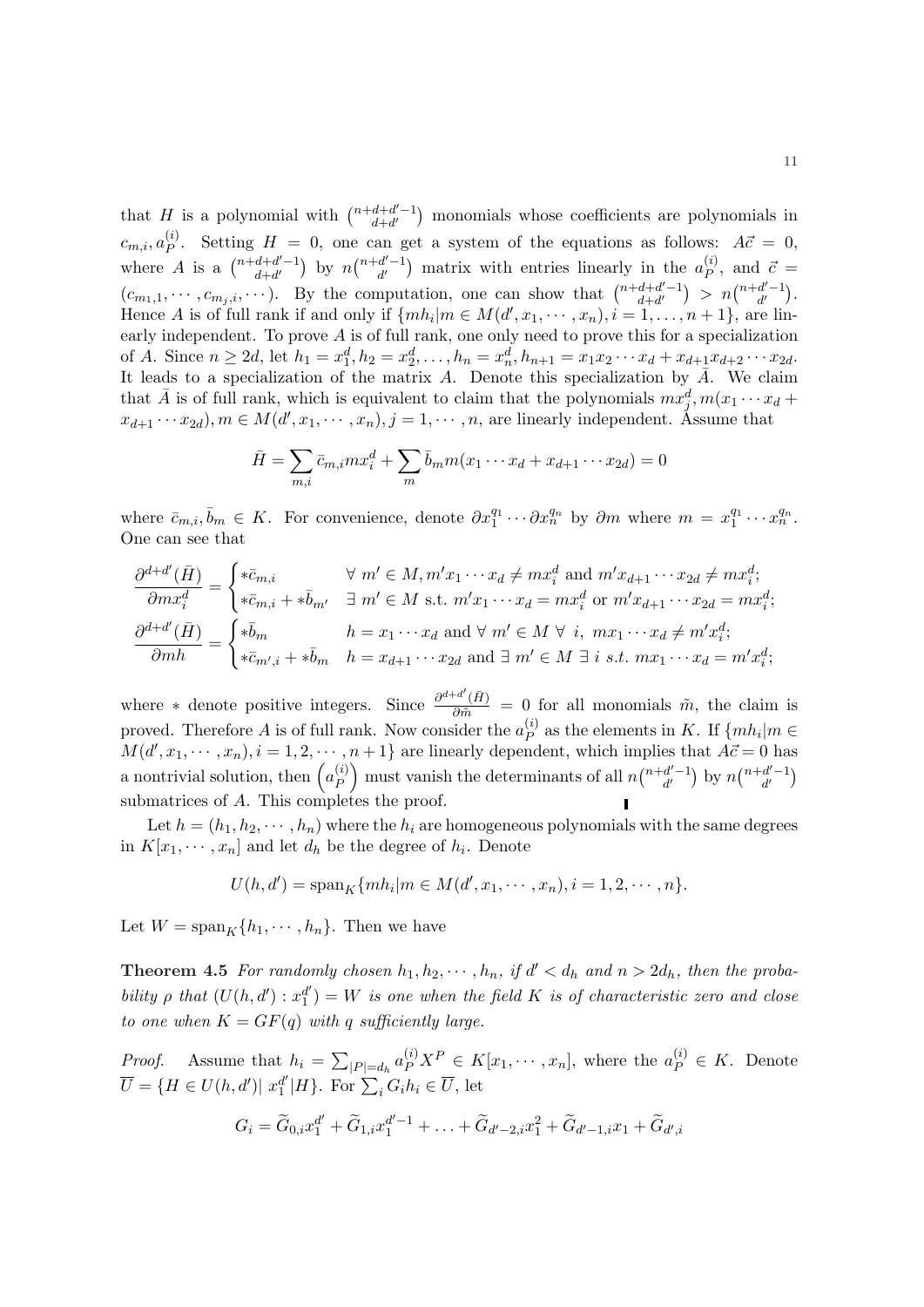that $H$ is a polynomial with $\binom{n+d+d'-1}{d+d'}$ monomials whose coefficients are polynomials in $c_{m,i}, a_P^{(i)}$. Setting $H = 0$, one can get a system of the equations as follows: $A\vec{c} = 0$, where $A$ is a $\binom{n+d+d'-1}{d+d'}$ by $n\binom{n+d'-1}{d'}$ matrix with entries linearly in the $a_P^{(i)}$, and $\vec{c} = (c_{m_1,1}, \cdots, c_{m_j,i}, \cdots)$. By the computation, one can show that $\binom{n+d+d'-1}{d+d'} > n\binom{n+d'-1}{d'}$. Hence $A$ is of full rank if and only if $\{mh_i | m \in M(d', x_1, \cdots, x_n), i = 1, \ldots, n+1\}$, are linearly independent. To prove $A$ is of full rank, one only need to prove this for a specialization of $A$. Since $n \geq 2d$, let $h_1 = x_1^d, h_2 = x_2^d, \ldots, h_n = x_n^d, h_{n+1} = x_1x_2\cdots x_d + x_{d+1}x_{d+2}\cdots x_{2d}$. It leads to a specialization of the matrix $A$. Denote this specialization by $\bar{A}$. We claim that $\bar{A}$ is of full rank, which is equivalent to claim that the polynomials $mx_j^d, m(x_1\cdots x_d + x_{d+1}\cdots x_{2d}), m \in M(d', x_1, \cdots, x_n), j = 1, \cdots, n$, are linearly independent. Assume that

$$\bar{H} = \sum_{m,i} \bar{c}_{m,i} m x_i^d + \sum_m \bar{b}_m m(x_1\cdots x_d + x_{d+1}\cdots x_{2d}) = 0$$

where $\bar{c}_{m,i}, \bar{b}_m \in K$. For convenience, denote $\partial x_1^{q_1}\cdots\partial x_n^{q_n}$ by $\partial m$ where $m = x_1^{q_1}\cdots x_n^{q_n}$. One can see that

$$\frac{\partial^{d+d'}(\bar{H})}{\partial m x_i^d} = \begin{cases} *\bar{c}_{m,i} & \forall\ m' \in M, m'x_1\cdots x_d \neq mx_i^d \text{ and } m'x_{d+1}\cdots x_{2d} \neq mx_i^d; \\ *\bar{c}_{m,i} + *\bar{b}_{m'} & \exists\ m' \in M \text{ s.t. } m'x_1\cdots x_d = mx_i^d \text{ or } m'x_{d+1}\cdots x_{2d} = mx_i^d; \end{cases}$$

$$\frac{\partial^{d+d'}(\bar{H})}{\partial m h} = \begin{cases} *\bar{b}_m & h = x_1\cdots x_d \text{ and } \forall\ m' \in M\ \forall\ i,\ mx_1\cdots x_d \neq m'x_i^d; \\ *\bar{c}_{m',i} + *\bar{b}_m & h = x_{d+1}\cdots x_{2d} \text{ and } \exists\ m' \in M\ \exists\ i \text{ s.t. } mx_1\cdots x_d = m'x_i^d; \end{cases}$$

where $*$ denote positive integers. Since $\frac{\partial^{d+d'}(\bar{H})}{\partial \tilde{m}} = 0$ for all monomials $\tilde{m}$, the claim is proved. Therefore $A$ is of full rank. Now consider the $a_P^{(i)}$ as the elements in $K$. If $\{mh_i | m \in M(d', x_1, \cdots, x_n), i = 1, 2, \cdots, n+1\}$ are linearly dependent, which implies that $A\vec{c} = 0$ has a nontrivial solution, then $\left(a_P^{(i)}\right)$ must vanish the determinants of all $n\binom{n+d'-1}{d'}$ by $n\binom{n+d'-1}{d'}$ submatrices of $A$. This completes the proof. ∎

Let $h = (h_1, h_2, \cdots, h_n)$ where the $h_i$ are homogeneous polynomials with the same degrees in $K[x_1, \cdots, x_n]$ and let $d_h$ be the degree of $h_i$. Denote

$$U(h, d') = \text{span}_K\{mh_i | m \in M(d', x_1, \cdots, x_n), i = 1, 2, \cdots, n\}.$$

Let $W = \text{span}_K\{h_1, \cdots, h_n\}$. Then we have

**Theorem 4.5** *For randomly chosen $h_1, h_2, \cdots, h_n$, if $d' < d_h$ and $n > 2d_h$, then the probability $\rho$ that $(U(h, d') : x_1^{d'}) = W$ is one when the field $K$ is of characteristic zero and close to one when $K = GF(q)$ with $q$ sufficiently large.*

*Proof.* Assume that $h_i = \sum_{|P|=d_h} a_P^{(i)} X^P \in K[x_1, \cdots, x_n]$, where the $a_P^{(i)} \in K$. Denote $\overline{U} = \{H \in U(h, d') |\ x_1^{d'} | H\}$. For $\sum_i G_i h_i \in \overline{U}$, let

$$G_i = \widetilde{G}_{0,i}x_1^{d'} + \widetilde{G}_{1,i}x_1^{d'-1} + \ldots + \widetilde{G}_{d'-2,i}x_1^2 + \widetilde{G}_{d'-1,i}x_1 + \widetilde{G}_{d',i}$$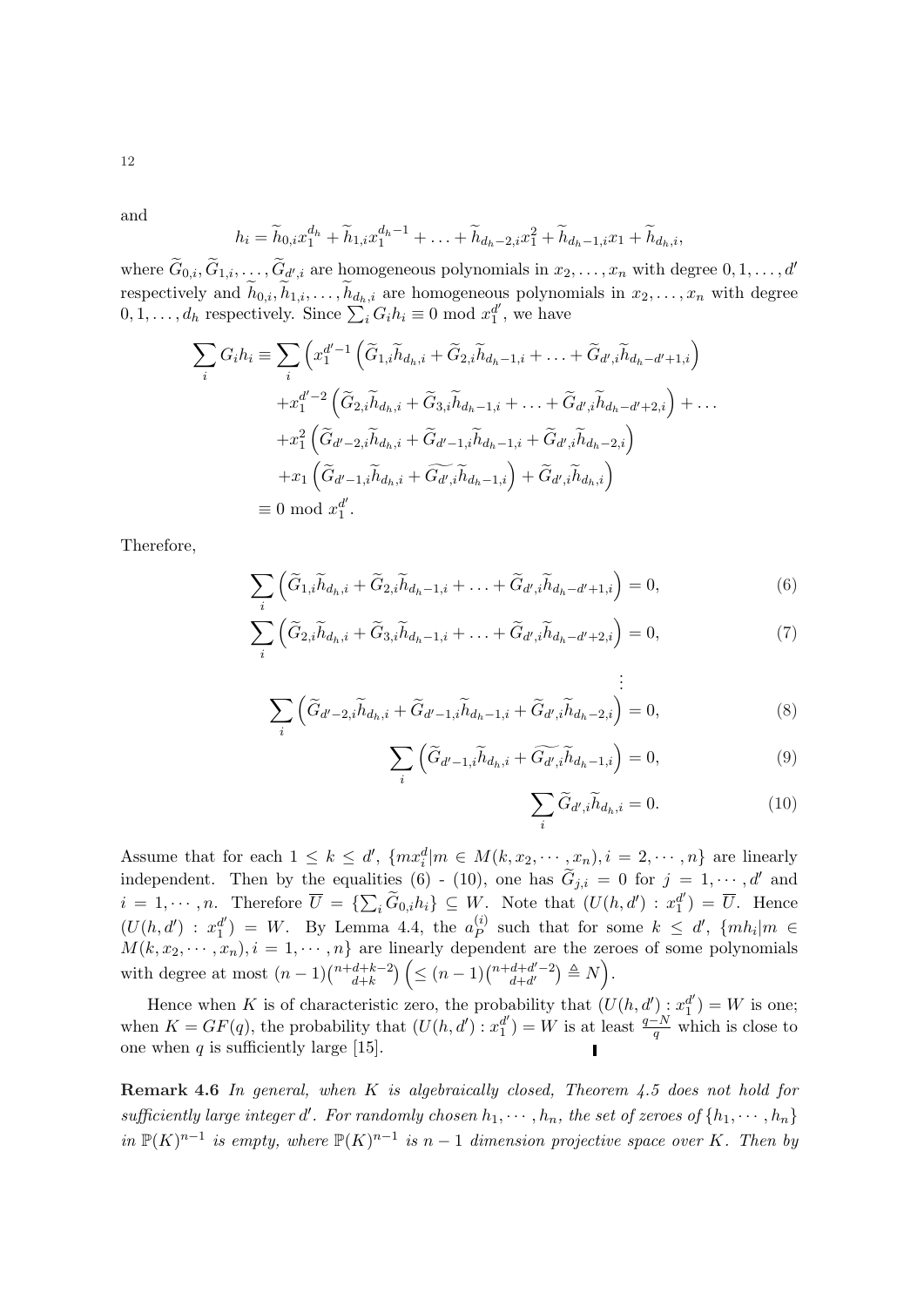and

$$h_i = \widetilde{h}_{0,i}x_1^{d_h} + \widetilde{h}_{1,i}x_1^{d_h-1} + \ldots + \widetilde{h}_{d_h-2,i}x_1^2 + \widetilde{h}_{d_h-1,i}x_1 + \widetilde{h}_{d_h,i},$$

where $\widetilde{G}_{0,i}, \widetilde{G}_{1,i}, \ldots, \widetilde{G}_{d',i}$ are homogeneous polynomials in $x_2, \ldots, x_n$ with degree $0, 1, \ldots, d'$ respectively and $\widetilde{h}_{0,i}, \widetilde{h}_{1,i}, \ldots, \widetilde{h}_{d_h,i}$ are homogeneous polynomials in $x_2, \ldots, x_n$ with degree $0, 1, \ldots, d_h$ respectively. Since $\sum_i G_i h_i \equiv 0 \bmod x_1^{d'}$, we have

$$\begin{aligned}
\sum_i G_i h_i \equiv \sum_i \Big( & x_1^{d'-1} \left( \widetilde{G}_{1,i}\widetilde{h}_{d_h,i} + \widetilde{G}_{2,i}\widetilde{h}_{d_h-1,i} + \ldots + \widetilde{G}_{d',i}\widetilde{h}_{d_h-d'+1,i} \right) \\
& + x_1^{d'-2} \left( \widetilde{G}_{2,i}\widetilde{h}_{d_h,i} + \widetilde{G}_{3,i}\widetilde{h}_{d_h-1,i} + \ldots + \widetilde{G}_{d',i}\widetilde{h}_{d_h-d'+2,i} \right) + \ldots \\
& + x_1^2 \left( \widetilde{G}_{d'-2,i}\widetilde{h}_{d_h,i} + \widetilde{G}_{d'-1,i}\widetilde{h}_{d_h-1,i} + \widetilde{G}_{d',i}\widetilde{h}_{d_h-2,i} \right) \\
& + x_1 \left( \widetilde{G}_{d'-1,i}\widetilde{h}_{d_h,i} + \widetilde{G_{d',i}}\widetilde{h}_{d_h-1,i} \right) + \widetilde{G}_{d',i}\widetilde{h}_{d_h,i} \Big) \\
\equiv 0 \bmod x_1^{d'}. &
\end{aligned}$$

Therefore,

$$\sum_i \left( \widetilde{G}_{1,i}\widetilde{h}_{d_h,i} + \widetilde{G}_{2,i}\widetilde{h}_{d_h-1,i} + \ldots + \widetilde{G}_{d',i}\widetilde{h}_{d_h-d'+1,i} \right) = 0, \tag{6}$$

$$\sum_i \left( \widetilde{G}_{2,i}\widetilde{h}_{d_h,i} + \widetilde{G}_{3,i}\widetilde{h}_{d_h-1,i} + \ldots + \widetilde{G}_{d',i}\widetilde{h}_{d_h-d'+2,i} \right) = 0, \tag{7}$$

$$\vdots$$

$$\sum_i \left( \widetilde{G}_{d'-2,i}\widetilde{h}_{d_h,i} + \widetilde{G}_{d'-1,i}\widetilde{h}_{d_h-1,i} + \widetilde{G}_{d',i}\widetilde{h}_{d_h-2,i} \right) = 0, \tag{8}$$

$$\sum_i \left( \widetilde{G}_{d'-1,i}\widetilde{h}_{d_h,i} + \widetilde{G_{d',i}}\widetilde{h}_{d_h-1,i} \right) = 0, \tag{9}$$

$$\sum_i \widetilde{G}_{d',i}\widetilde{h}_{d_h,i} = 0. \tag{10}$$

Assume that for each $1 \leq k \leq d'$, $\{mx_i^d | m \in M(k, x_2, \cdots, x_n), i = 2, \cdots, n\}$ are linearly independent. Then by the equalities (6) - (10), one has $\widetilde{G}_{j,i} = 0$ for $j = 1, \cdots, d'$ and $i = 1, \cdots, n$. Therefore $\overline{U} = \{\sum_i \widetilde{G}_{0,i}h_i\} \subseteq W$. Note that $(U(h, d') : x_1^{d'}) = \overline{U}$. Hence $(U(h, d') : x_1^{d'}) = W$. By Lemma 4.4, the $a_P^{(i)}$ such that for some $k \leq d'$, $\{mh_i | m \in M(k, x_2, \cdots, x_n), i = 1, \cdots, n\}$ are linearly dependent are the zeroes of some polynomials with degree at most $(n-1)\binom{n+d+k-2}{d+k} \left( \leq (n-1)\binom{n+d+d'-2}{d+d'} \triangleq N \right)$.

Hence when $K$ is of characteristic zero, the probability that $(U(h, d') : x_1^{d'}) = W$ is one; when $K = GF(q)$, the probability that $(U(h, d') : x_1^{d'}) = W$ is at least $\frac{q-N}{q}$ which is close to one when $q$ is sufficiently large [15]. ∎

**Remark 4.6** *In general, when $K$ is algebraically closed, Theorem 4.5 does not hold for sufficiently large integer $d'$. For randomly chosen $h_1, \cdots, h_n$, the set of zeroes of $\{h_1, \cdots, h_n\}$ in $\mathbb{P}(K)^{n-1}$ is empty, where $\mathbb{P}(K)^{n-1}$ is $n-1$ dimension projective space over $K$. Then by*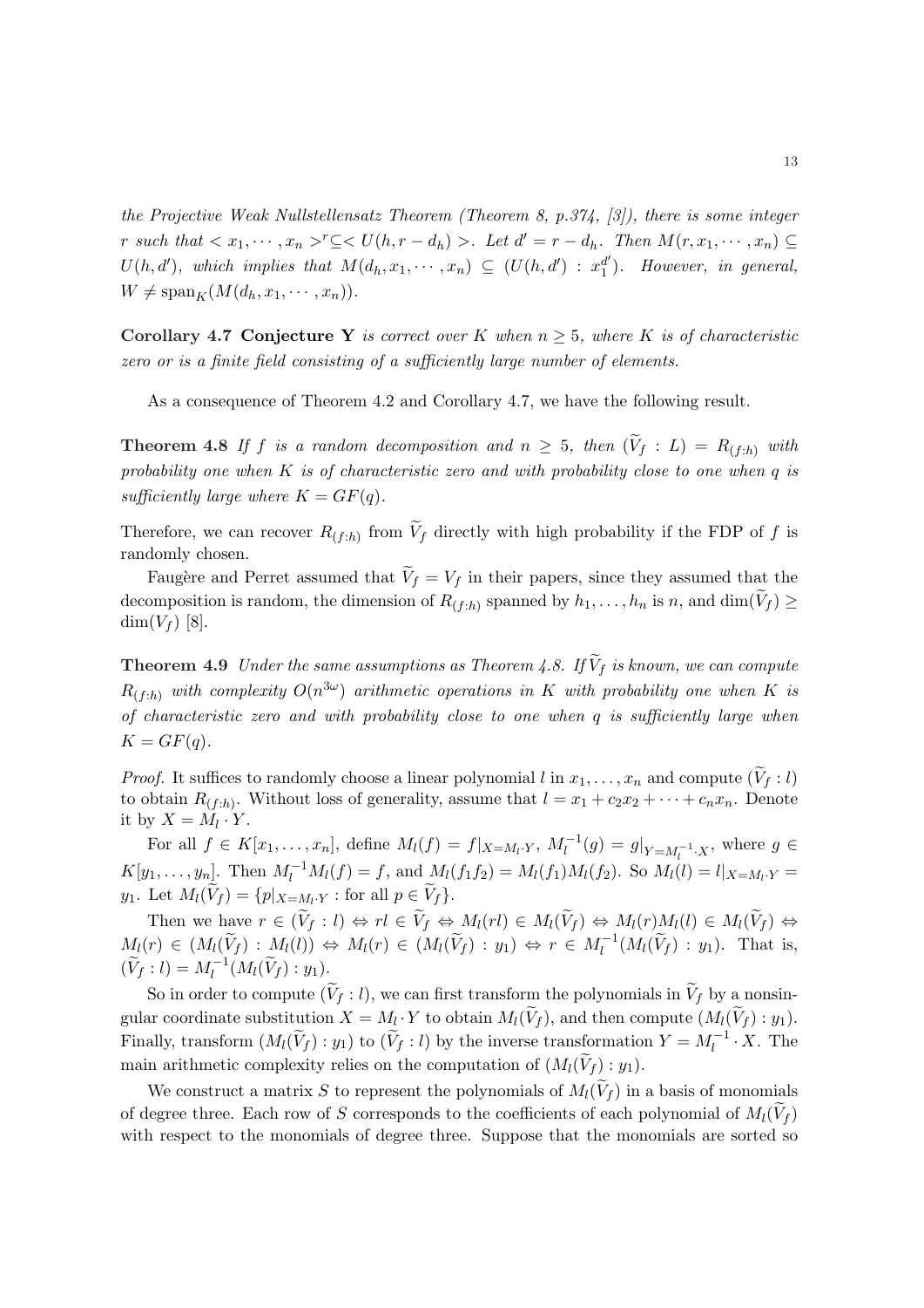*the Projective Weak Nullstellensatz Theorem (Theorem 8, p.374, [3]), there is some integer $r$ such that $< x_1, \cdots, x_n >^r \subseteq < U(h, r - d_h) >$. Let $d' = r - d_h$. Then $M(r, x_1, \cdots, x_n) \subseteq U(h, d')$, which implies that $M(d_h, x_1, \cdots, x_n) \subseteq (U(h, d') : x_1^{d'})$. However, in general, $W \neq \mathrm{span}_K(M(d_h, x_1, \cdots, x_n))$.*

**Corollary 4.7** **Conjecture Y** *is correct over $K$ when $n \geq 5$, where $K$ is of characteristic zero or is a finite field consisting of a sufficiently large number of elements.*

As a consequence of Theorem 4.2 and Corollary 4.7, we have the following result.

**Theorem 4.8** *If $f$ is a random decomposition and $n \geq 5$, then $(\widetilde{V}_f : L) = R_{(f:h)}$ with probability one when $K$ is of characteristic zero and with probability close to one when $q$ is sufficiently large where $K = GF(q)$.*

Therefore, we can recover $R_{(f:h)}$ from $\widetilde{V}_f$ directly with high probability if the FDP of $f$ is randomly chosen.

Faugère and Perret assumed that $\widetilde{V}_f = V_f$ in their papers, since they assumed that the decomposition is random, the dimension of $R_{(f:h)}$ spanned by $h_1, \ldots, h_n$ is $n$, and $\dim(\widetilde{V}_f) \geq \dim(V_f)$ [8].

**Theorem 4.9** *Under the same assumptions as Theorem 4.8. If $\widetilde{V}_f$ is known, we can compute $R_{(f:h)}$ with complexity $O(n^{3\omega})$ arithmetic operations in $K$ with probability one when $K$ is of characteristic zero and with probability close to one when $q$ is sufficiently large when $K = GF(q)$.*

*Proof.* It suffices to randomly choose a linear polynomial $l$ in $x_1, \ldots, x_n$ and compute $(\widetilde{V}_f : l)$ to obtain $R_{(f:h)}$. Without loss of generality, assume that $l = x_1 + c_2 x_2 + \cdots + c_n x_n$. Denote it by $X = M_l \cdot Y$.

For all $f \in K[x_1, \ldots, x_n]$, define $M_l(f) = f|_{X = M_l \cdot Y}$, $M_l^{-1}(g) = g|_{Y = M_l^{-1} \cdot X}$, where $g \in K[y_1, \ldots, y_n]$. Then $M_l^{-1} M_l(f) = f$, and $M_l(f_1 f_2) = M_l(f_1) M_l(f_2)$. So $M_l(l) = l|_{X = M_l \cdot Y} = y_1$. Let $M_l(\widetilde{V}_f) = \{p|_{X = M_l \cdot Y} : \text{for all } p \in \widetilde{V}_f\}$.

Then we have $r \in (\widetilde{V}_f : l) \Leftrightarrow rl \in \widetilde{V}_f \Leftrightarrow M_l(rl) \in M_l(\widetilde{V}_f) \Leftrightarrow M_l(r) M_l(l) \in M_l(\widetilde{V}_f) \Leftrightarrow M_l(r) \in (M_l(\widetilde{V}_f) : M_l(l)) \Leftrightarrow M_l(r) \in (M_l(\widetilde{V}_f) : y_1) \Leftrightarrow r \in M_l^{-1}(M_l(\widetilde{V}_f) : y_1)$. That is, $(\widetilde{V}_f : l) = M_l^{-1}(M_l(\widetilde{V}_f) : y_1)$.

So in order to compute $(\widetilde{V}_f : l)$, we can first transform the polynomials in $\widetilde{V}_f$ by a nonsingular coordinate substitution $X = M_l \cdot Y$ to obtain $M_l(\widetilde{V}_f)$, and then compute $(M_l(\widetilde{V}_f) : y_1)$. Finally, transform $(M_l(\widetilde{V}_f) : y_1)$ to $(\widetilde{V}_f : l)$ by the inverse transformation $Y = M_l^{-1} \cdot X$. The main arithmetic complexity relies on the computation of $(M_l(\widetilde{V}_f) : y_1)$.

We construct a matrix $S$ to represent the polynomials of $M_l(\widetilde{V}_f)$ in a basis of monomials of degree three. Each row of $S$ corresponds to the coefficients of each polynomial of $M_l(\widetilde{V}_f)$ with respect to the monomials of degree three. Suppose that the monomials are sorted so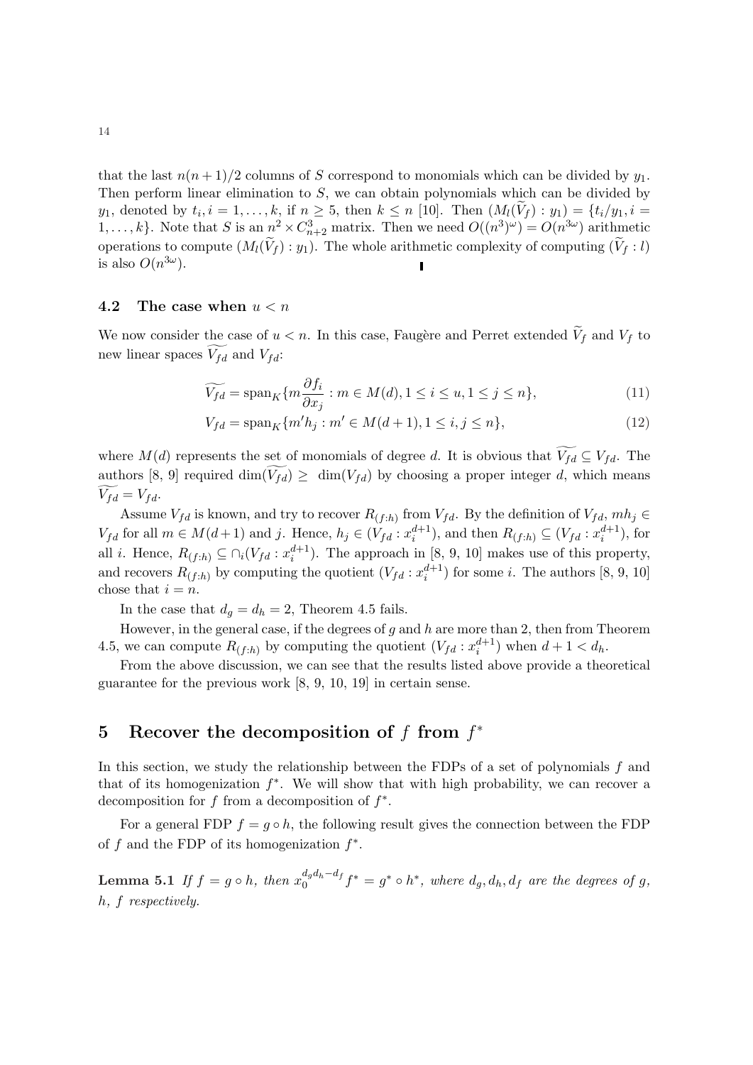that the last $n(n+1)/2$ columns of $S$ correspond to monomials which can be divided by $y_1$. Then perform linear elimination to $S$, we can obtain polynomials which can be divided by $y_1$, denoted by $t_i, i = 1, \ldots, k$, if $n \geq 5$, then $k \leq n$ [10]. Then $(M_l(\widetilde{V}_f) : y_1) = \{t_i/y_1, i = 1, \ldots, k\}$. Note that $S$ is an $n^2 \times C_{n+2}^3$ matrix. Then we need $O((n^3)^\omega) = O(n^{3\omega})$ arithmetic operations to compute $(M_l(\widetilde{V}_f) : y_1)$. The whole arithmetic complexity of computing $(\widetilde{V}_f : l)$ is also $O(n^{3\omega})$. ∎

### 4.2 The case when $u < n$

We now consider the case of $u < n$. In this case, Faugère and Perret extended $\widetilde{V}_f$ and $V_f$ to new linear spaces $\widetilde{V_{fd}}$ and $V_{fd}$:

$$\widetilde{V_{fd}} = \operatorname{span}_K\{m\frac{\partial f_i}{\partial x_j} : m \in M(d), 1 \leq i \leq u, 1 \leq j \leq n\}, \tag{11}$$

$$V_{fd} = \operatorname{span}_K\{m' h_j : m' \in M(d+1), 1 \leq i, j \leq n\}, \tag{12}$$

where $M(d)$ represents the set of monomials of degree $d$. It is obvious that $\widetilde{V_{fd}} \subseteq V_{fd}$. The authors [8, 9] required $\dim(\widetilde{V_{fd}}) \geq \dim(V_{fd})$ by choosing a proper integer $d$, which means $\widetilde{V_{fd}} = V_{fd}$.

Assume $V_{fd}$ is known, and try to recover $R_{(f:h)}$ from $V_{fd}$. By the definition of $V_{fd}$, $mh_j \in V_{fd}$ for all $m \in M(d+1)$ and $j$. Hence, $h_j \in (V_{fd} : x_i^{d+1})$, and then $R_{(f:h)} \subseteq (V_{fd} : x_i^{d+1})$, for all $i$. Hence, $R_{(f:h)} \subseteq \cap_i (V_{fd} : x_i^{d+1})$. The approach in [8, 9, 10] makes use of this property, and recovers $R_{(f:h)}$ by computing the quotient $(V_{fd} : x_i^{d+1})$ for some $i$. The authors [8, 9, 10] chose that $i = n$.

In the case that $d_g = d_h = 2$, Theorem 4.5 fails.

However, in the general case, if the degrees of $g$ and $h$ are more than 2, then from Theorem 4.5, we can compute $R_{(f:h)}$ by computing the quotient $(V_{fd} : x_i^{d+1})$ when $d + 1 < d_h$.

From the above discussion, we can see that the results listed above provide a theoretical guarantee for the previous work [8, 9, 10, 19] in certain sense.

## 5 Recover the decomposition of $f$ from $f^*$

In this section, we study the relationship between the FDPs of a set of polynomials $f$ and that of its homogenization $f^*$. We will show that with high probability, we can recover a decomposition for $f$ from a decomposition of $f^*$.

For a general FDP $f = g \circ h$, the following result gives the connection between the FDP of $f$ and the FDP of its homogenization $f^*$.

**Lemma 5.1** *If $f = g \circ h$, then $x_0^{d_g d_h - d_f} f^* = g^* \circ h^*$, where $d_g, d_h, d_f$ are the degrees of $g$, $h$, $f$ respectively.*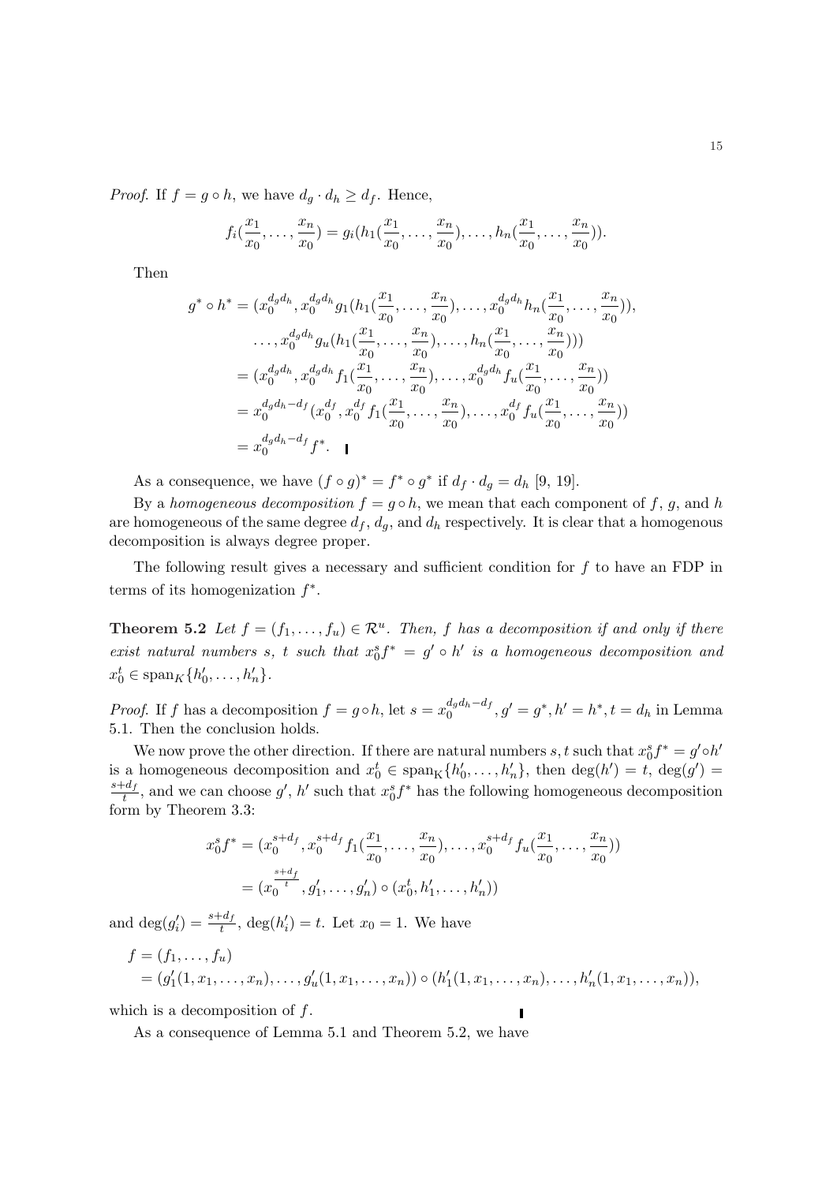*Proof.* If $f = g \circ h$, we have $d_g \cdot d_h \geq d_f$. Hence,

$$f_i(\frac{x_1}{x_0}, \ldots, \frac{x_n}{x_0}) = g_i(h_1(\frac{x_1}{x_0}, \ldots, \frac{x_n}{x_0}), \ldots, h_n(\frac{x_1}{x_0}, \ldots, \frac{x_n}{x_0})).$$

Then

$$\begin{aligned}
g^* \circ h^* &= (x_0^{d_g d_h}, x_0^{d_g d_h} g_1(h_1(\frac{x_1}{x_0}, \ldots, \frac{x_n}{x_0}), \ldots, x_0^{d_g d_h} h_n(\frac{x_1}{x_0}, \ldots, \frac{x_n}{x_0})), \\
&\quad \ldots, x_0^{d_g d_h} g_u(h_1(\frac{x_1}{x_0}, \ldots, \frac{x_n}{x_0}), \ldots, h_n(\frac{x_1}{x_0}, \ldots, \frac{x_n}{x_0}))) \\
&= (x_0^{d_g d_h}, x_0^{d_g d_h} f_1(\frac{x_1}{x_0}, \ldots, \frac{x_n}{x_0}), \ldots, x_0^{d_g d_h} f_u(\frac{x_1}{x_0}, \ldots, \frac{x_n}{x_0})) \\
&= x_0^{d_g d_h - d_f}(x_0^{d_f}, x_0^{d_f} f_1(\frac{x_1}{x_0}, \ldots, \frac{x_n}{x_0}), \ldots, x_0^{d_f} f_u(\frac{x_1}{x_0}, \ldots, \frac{x_n}{x_0})) \\
&= x_0^{d_g d_h - d_f} f^*. \quad \blacksquare
\end{aligned}$$

As a consequence, we have $(f \circ g)^* = f^* \circ g^*$ if $d_f \cdot d_g = d_h$ [9, 19].

By a *homogeneous decomposition* $f = g \circ h$, we mean that each component of $f$, $g$, and $h$ are homogeneous of the same degree $d_f$, $d_g$, and $d_h$ respectively. It is clear that a homogenous decomposition is always degree proper.

The following result gives a necessary and sufficient condition for $f$ to have an FDP in terms of its homogenization $f^*$.

**Theorem 5.2** *Let $f = (f_1, \ldots, f_u) \in \mathcal{R}^u$. Then, $f$ has a decomposition if and only if there exist natural numbers $s$, $t$ such that $x_0^s f^* = g' \circ h'$ is a homogeneous decomposition and $x_0^t \in \text{span}_K\{h'_0, \ldots, h'_n\}$.*

*Proof.* If $f$ has a decomposition $f = g \circ h$, let $s = x_0^{d_g d_h - d_f}, g' = g^*, h' = h^*, t = d_h$ in Lemma 5.1. Then the conclusion holds.

We now prove the other direction. If there are natural numbers $s, t$ such that $x_0^s f^* = g' \circ h'$ is a homogeneous decomposition and $x_0^t \in \text{span}_{\text{K}}\{h'_0, \ldots, h'_n\}$, then $\deg(h') = t$, $\deg(g') = \frac{s+d_f}{t}$, and we can choose $g'$, $h'$ such that $x_0^s f^*$ has the following homogeneous decomposition form by Theorem 3.3:

$$\begin{aligned}
x_0^s f^* &= (x_0^{s+d_f}, x_0^{s+d_f} f_1(\frac{x_1}{x_0}, \ldots, \frac{x_n}{x_0}), \ldots, x_0^{s+d_f} f_u(\frac{x_1}{x_0}, \ldots, \frac{x_n}{x_0})) \\
&= (x_0^{\frac{s+d_f}{t}}, g'_1, \ldots, g'_n) \circ (x_0^t, h'_1, \ldots, h'_n))
\end{aligned}$$

and $\deg(g'_i) = \frac{s+d_f}{t}$, $\deg(h'_i) = t$. Let $x_0 = 1$. We have

$$\begin{aligned}
f &= (f_1, \ldots, f_u) \\
&= (g'_1(1, x_1, \ldots, x_n), \ldots, g'_u(1, x_1, \ldots, x_n)) \circ (h'_1(1, x_1, \ldots, x_n), \ldots, h'_n(1, x_1, \ldots, x_n)),
\end{aligned}$$

which is a decomposition of $f$. $\blacksquare$

As a consequence of Lemma 5.1 and Theorem 5.2, we have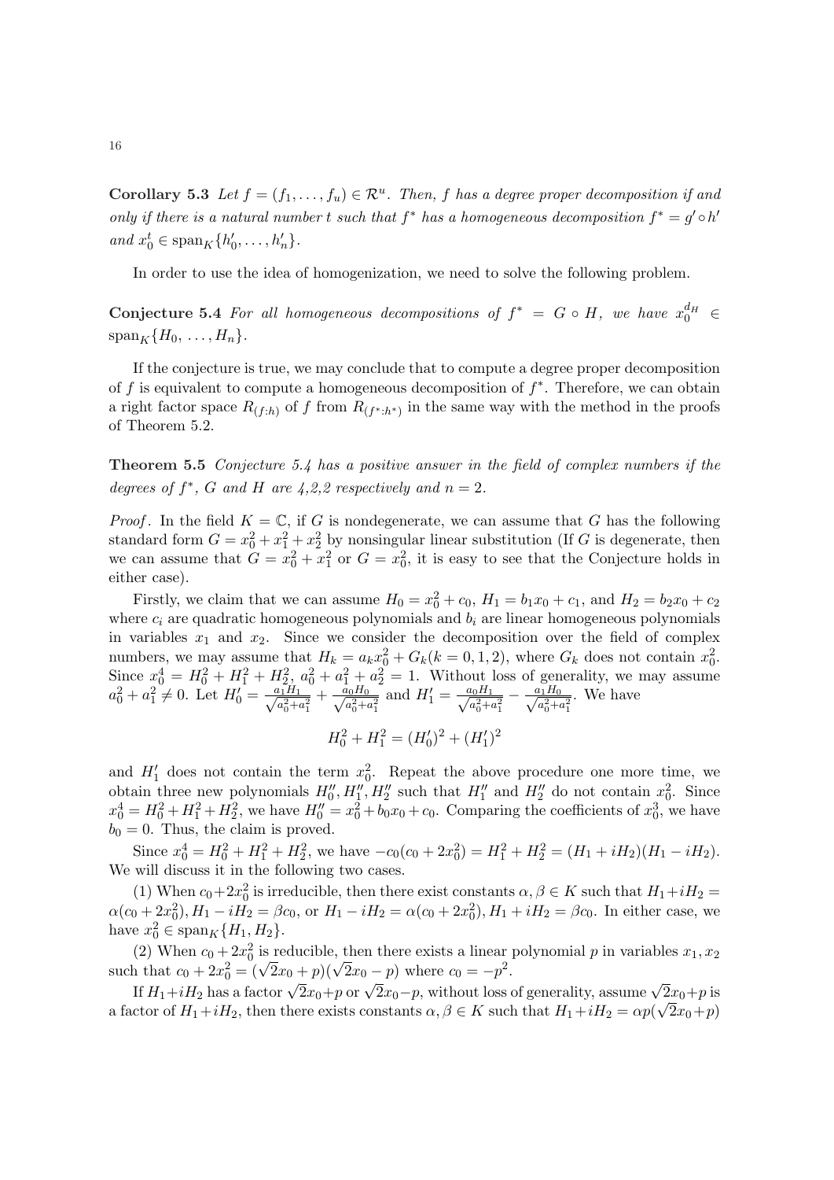**Corollary 5.3** *Let $f = (f_1, \ldots, f_u) \in \mathcal{R}^u$. Then, $f$ has a degree proper decomposition if and only if there is a natural number $t$ such that $f^*$ has a homogeneous decomposition $f^* = g' \circ h'$ and $x_0^t \in \operatorname{span}_K\{h'_0, \ldots, h'_n\}$.*

In order to use the idea of homogenization, we need to solve the following problem.

**Conjecture 5.4** *For all homogeneous decompositions of $f^* = G \circ H$, we have $x_0^{d_H} \in \operatorname{span}_K\{H_0, \ldots, H_n\}$.*

If the conjecture is true, we may conclude that to compute a degree proper decomposition of $f$ is equivalent to compute a homogeneous decomposition of $f^*$. Therefore, we can obtain a right factor space $R_{(f:h)}$ of $f$ from $R_{(f^*:h^*)}$ in the same way with the method in the proofs of Theorem 5.2.

**Theorem 5.5** *Conjecture 5.4 has a positive answer in the field of complex numbers if the degrees of $f^*$, $G$ and $H$ are 4,2,2 respectively and $n = 2$.*

*Proof*. In the field $K = \mathbb{C}$, if $G$ is nondegenerate, we can assume that $G$ has the following standard form $G = x_0^2 + x_1^2 + x_2^2$ by nonsingular linear substitution (If $G$ is degenerate, then we can assume that $G = x_0^2 + x_1^2$ or $G = x_0^2$, it is easy to see that the Conjecture holds in either case).

Firstly, we claim that we can assume $H_0 = x_0^2 + c_0$, $H_1 = b_1 x_0 + c_1$, and $H_2 = b_2 x_0 + c_2$ where $c_i$ are quadratic homogeneous polynomials and $b_i$ are linear homogeneous polynomials in variables $x_1$ and $x_2$. Since we consider the decomposition over the field of complex numbers, we may assume that $H_k = a_k x_0^2 + G_k (k = 0, 1, 2)$, where $G_k$ does not contain $x_0^2$. Since $x_0^4 = H_0^2 + H_1^2 + H_2^2$, $a_0^2 + a_1^2 + a_2^2 = 1$. Without loss of generality, we may assume $a_0^2 + a_1^2 \neq 0$. Let $H'_0 = \frac{a_1 H_1}{\sqrt{a_0^2+a_1^2}} + \frac{a_0 H_0}{\sqrt{a_0^2+a_1^2}}$ and $H'_1 = \frac{a_0 H_1}{\sqrt{a_0^2+a_1^2}} - \frac{a_1 H_0}{\sqrt{a_0^2+a_1^2}}$. We have

$$H_0^2 + H_1^2 = (H'_0)^2 + (H'_1)^2$$

and $H'_1$ does not contain the term $x_0^2$. Repeat the above procedure one more time, we obtain three new polynomials $H''_0, H''_1, H''_2$ such that $H''_1$ and $H''_2$ do not contain $x_0^2$. Since $x_0^4 = H_0^2 + H_1^2 + H_2^2$, we have $H''_0 = x_0^2 + b_0 x_0 + c_0$. Comparing the coefficients of $x_0^3$, we have $b_0 = 0$. Thus, the claim is proved.

Since $x_0^4 = H_0^2 + H_1^2 + H_2^2$, we have $-c_0(c_0 + 2x_0^2) = H_1^2 + H_2^2 = (H_1 + iH_2)(H_1 - iH_2)$. We will discuss it in the following two cases.

(1) When $c_0 + 2x_0^2$ is irreducible, then there exist constants $\alpha, \beta \in K$ such that $H_1 + iH_2 = \alpha(c_0 + 2x_0^2), H_1 - iH_2 = \beta c_0$, or $H_1 - iH_2 = \alpha(c_0 + 2x_0^2), H_1 + iH_2 = \beta c_0$. In either case, we have $x_0^2 \in \operatorname{span}_K\{H_1, H_2\}$.

(2) When $c_0 + 2x_0^2$ is reducible, then there exists a linear polynomial $p$ in variables $x_1, x_2$ such that $c_0 + 2x_0^2 = (\sqrt{2}x_0 + p)(\sqrt{2}x_0 - p)$ where $c_0 = -p^2$.

If $H_1 + iH_2$ has a factor $\sqrt{2}x_0 + p$ or $\sqrt{2}x_0 - p$, without loss of generality, assume $\sqrt{2}x_0 + p$ is a factor of $H_1 + iH_2$, then there exists constants $\alpha, \beta \in K$ such that $H_1 + iH_2 = \alpha p(\sqrt{2}x_0 + p)$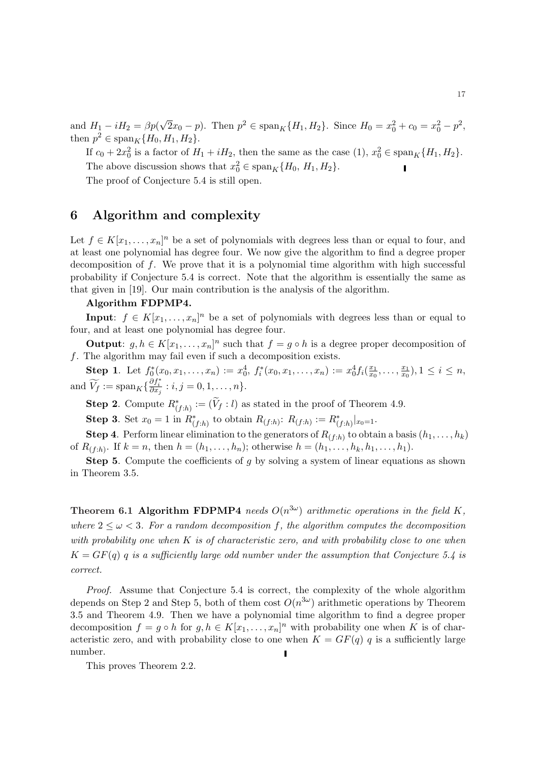and $H_1 - iH_2 = \beta p(\sqrt{2}x_0 - p)$. Then $p^2 \in \text{span}_K\{H_1, H_2\}$. Since $H_0 = x_0^2 + c_0 = x_0^2 - p^2$, then $p^2 \in \text{span}_K\{H_0, H_1, H_2\}$.

If $c_0 + 2x_0^2$ is a factor of $H_1 + iH_2$, then the same as the case (1), $x_0^2 \in \text{span}_K\{H_1, H_2\}$.

The above discussion shows that $x_0^2 \in \text{span}_K\{H_0, H_1, H_2\}$. ∎

The proof of Conjecture 5.4 is still open.

## 6 Algorithm and complexity

Let $f \in K[x_1, \ldots, x_n]^n$ be a set of polynomials with degrees less than or equal to four, and at least one polynomial has degree four. We now give the algorithm to find a degree proper decomposition of $f$. We prove that it is a polynomial time algorithm with high successful probability if Conjecture 5.4 is correct. Note that the algorithm is essentially the same as that given in [19]. Our main contribution is the analysis of the algorithm.

**Algorithm FDPMP4.**

**Input**: $f \in K[x_1, \ldots, x_n]^n$ be a set of polynomials with degrees less than or equal to four, and at least one polynomial has degree four.

**Output**: $g, h \in K[x_1, \ldots, x_n]^n$ such that $f = g \circ h$ is a degree proper decomposition of $f$. The algorithm may fail even if such a decomposition exists.

**Step 1**. Let $f_0^*(x_0, x_1, \ldots, x_n) := x_0^4$, $f_i^*(x_0, x_1, \ldots, x_n) := x_0^4 f_i(\frac{x_1}{x_0}, \ldots, \frac{x_1}{x_0}), 1 \leq i \leq n$, and $\widetilde{V}_f := \text{span}_K\{\frac{\partial f_i^*}{\partial x_j} : i, j = 0, 1, \ldots, n\}$.

**Step 2**. Compute $R^*_{(f:h)} := (\widetilde{V}_f : l)$ as stated in the proof of Theorem 4.9.

**Step 3**. Set $x_0 = 1$ in $R^*_{(f:h)}$ to obtain $R_{(f:h)}$: $R_{(f:h)} := R^*_{(f:h)}|_{x_0=1}$.

**Step 4**. Perform linear elimination to the generators of $R_{(f:h)}$ to obtain a basis $(h_1, \ldots, h_k)$ of $R_{(f:h)}$. If $k = n$, then $h = (h_1, \ldots, h_n)$; otherwise $h = (h_1, \ldots, h_k, h_1, \ldots, h_1)$.

**Step 5**. Compute the coefficients of $g$ by solving a system of linear equations as shown in Theorem 3.5.

**Theorem 6.1 Algorithm FDPMP4** *needs $O(n^{3\omega})$ arithmetic operations in the field $K$, where $2 \leq \omega < 3$. For a random decomposition $f$, the algorithm computes the decomposition with probability one when $K$ is of characteristic zero, and with probability close to one when $K = GF(q)$ $q$ is a sufficiently large odd number under the assumption that Conjecture 5.4 is correct.*

*Proof.* Assume that Conjecture 5.4 is correct, the complexity of the whole algorithm depends on Step 2 and Step 5, both of them cost $O(n^{3\omega})$ arithmetic operations by Theorem 3.5 and Theorem 4.9. Then we have a polynomial time algorithm to find a degree proper decomposition $f = g \circ h$ for $g, h \in K[x_1, \ldots, x_n]^n$ with probability one when $K$ is of characteristic zero, and with probability close to one when $K = GF(q)$ $q$ is a sufficiently large number. ∎

This proves Theorem 2.2.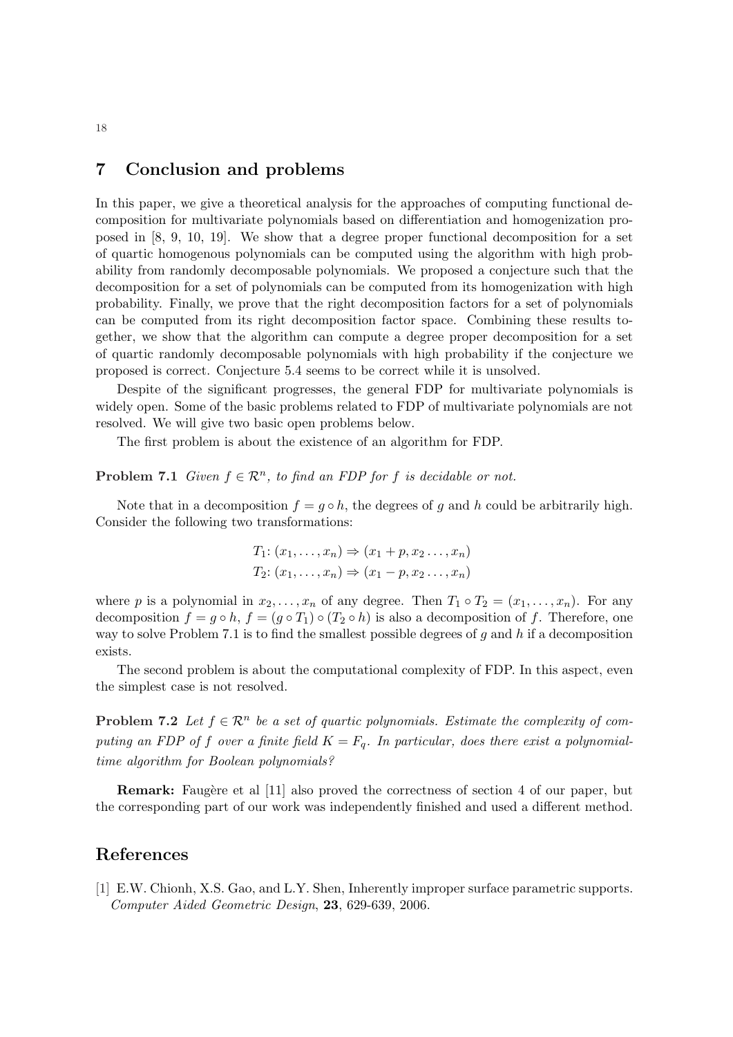## 7 Conclusion and problems

In this paper, we give a theoretical analysis for the approaches of computing functional decomposition for multivariate polynomials based on differentiation and homogenization proposed in [8, 9, 10, 19]. We show that a degree proper functional decomposition for a set of quartic homogenous polynomials can be computed using the algorithm with high probability from randomly decomposable polynomials. We proposed a conjecture such that the decomposition for a set of polynomials can be computed from its homogenization with high probability. Finally, we prove that the right decomposition factors for a set of polynomials can be computed from its right decomposition factor space. Combining these results together, we show that the algorithm can compute a degree proper decomposition for a set of quartic randomly decomposable polynomials with high probability if the conjecture we proposed is correct. Conjecture 5.4 seems to be correct while it is unsolved.

Despite of the significant progresses, the general FDP for multivariate polynomials is widely open. Some of the basic problems related to FDP of multivariate polynomials are not resolved. We will give two basic open problems below.

The first problem is about the existence of an algorithm for FDP.

**Problem 7.1** *Given $f \in \mathcal{R}^n$, to find an FDP for $f$ is decidable or not.*

Note that in a decomposition $f = g \circ h$, the degrees of $g$ and $h$ could be arbitrarily high. Consider the following two transformations:

$$T_1\colon (x_1, \dots, x_n) \Rightarrow (x_1 + p, x_2 \dots, x_n)$$
$$T_2\colon (x_1, \dots, x_n) \Rightarrow (x_1 - p, x_2 \dots, x_n)$$

where $p$ is a polynomial in $x_2, \dots, x_n$ of any degree. Then $T_1 \circ T_2 = (x_1, \dots, x_n)$. For any decomposition $f = g \circ h$, $f = (g \circ T_1) \circ (T_2 \circ h)$ is also a decomposition of $f$. Therefore, one way to solve Problem 7.1 is to find the smallest possible degrees of $g$ and $h$ if a decomposition exists.

The second problem is about the computational complexity of FDP. In this aspect, even the simplest case is not resolved.

**Problem 7.2** *Let $f \in \mathcal{R}^n$ be a set of quartic polynomials. Estimate the complexity of computing an FDP of $f$ over a finite field $K = F_q$. In particular, does there exist a polynomial-time algorithm for Boolean polynomials?*

**Remark:** Faugère et al [11] also proved the correctness of section 4 of our paper, but the corresponding part of our work was independently finished and used a different method.

## References

[1] E.W. Chionh, X.S. Gao, and L.Y. Shen, Inherently improper surface parametric supports. *Computer Aided Geometric Design*, **23**, 629-639, 2006.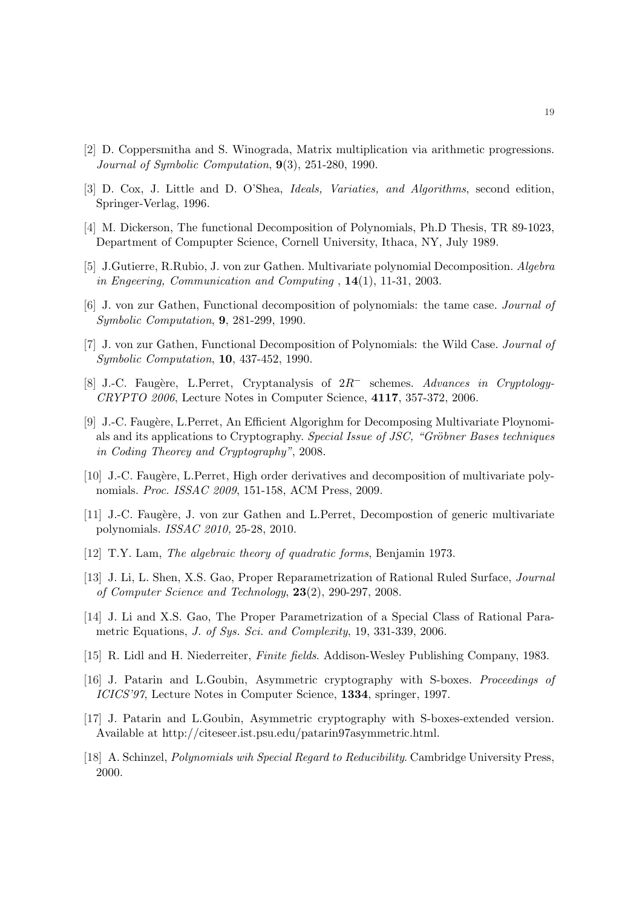[2] D. Coppersmitha and S. Winograda, Matrix multiplication via arithmetic progressions. *Journal of Symbolic Computation*, **9**(3), 251-280, 1990.

[3] D. Cox, J. Little and D. O'Shea, *Ideals, Variaties, and Algorithms*, second edition, Springer-Verlag, 1996.

[4] M. Dickerson, The functional Decomposition of Polynomials, Ph.D Thesis, TR 89-1023, Department of Compupter Science, Cornell University, Ithaca, NY, July 1989.

[5] J.Gutierre, R.Rubio, J. von zur Gathen. Multivariate polynomial Decomposition. *Algebra in Engeering, Communication and Computing* , **14**(1), 11-31, 2003.

[6] J. von zur Gathen, Functional decomposition of polynomials: the tame case. *Journal of Symbolic Computation*, **9**, 281-299, 1990.

[7] J. von zur Gathen, Functional Decomposition of Polynomials: the Wild Case. *Journal of Symbolic Computation*, **10**, 437-452, 1990.

[8] J.-C. Faugère, L.Perret, Cryptanalysis of $2R^-$ schemes. *Advances in Cryptology-CRYPTO 2006*, Lecture Notes in Computer Science, **4117**, 357-372, 2006.

[9] J.-C. Faugère, L.Perret, An Efficient Algorighm for Decomposing Multivariate Ploynomials and its applications to Cryptography. *Special Issue of JSC, "Gröbner Bases techniques in Coding Theorey and Cryptography"*, 2008.

[10] J.-C. Faugère, L.Perret, High order derivatives and decomposition of multivariate polynomials. *Proc. ISSAC 2009*, 151-158, ACM Press, 2009.

[11] J.-C. Faugère, J. von zur Gathen and L.Perret, Decompostion of generic multivariate polynomials. *ISSAC 2010,* 25-28, 2010.

[12] T.Y. Lam, *The algebraic theory of quadratic forms*, Benjamin 1973.

[13] J. Li, L. Shen, X.S. Gao, Proper Reparametrization of Rational Ruled Surface, *Journal of Computer Science and Technology*, **23**(2), 290-297, 2008.

[14] J. Li and X.S. Gao, The Proper Parametrization of a Special Class of Rational Parametric Equations, *J. of Sys. Sci. and Complexity*, 19, 331-339, 2006.

[15] R. Lidl and H. Niederreiter, *Finite fields*. Addison-Wesley Publishing Company, 1983.

[16] J. Patarin and L.Goubin, Asymmetric cryptography with S-boxes. *Proceedings of ICICS'97*, Lecture Notes in Computer Science, **1334**, springer, 1997.

[17] J. Patarin and L.Goubin, Asymmetric cryptography with S-boxes-extended version. Available at http://citeseer.ist.psu.edu/patarin97asymmetric.html.

[18] A. Schinzel, *Polynomials wih Special Regard to Reducibility*. Cambridge University Press, 2000.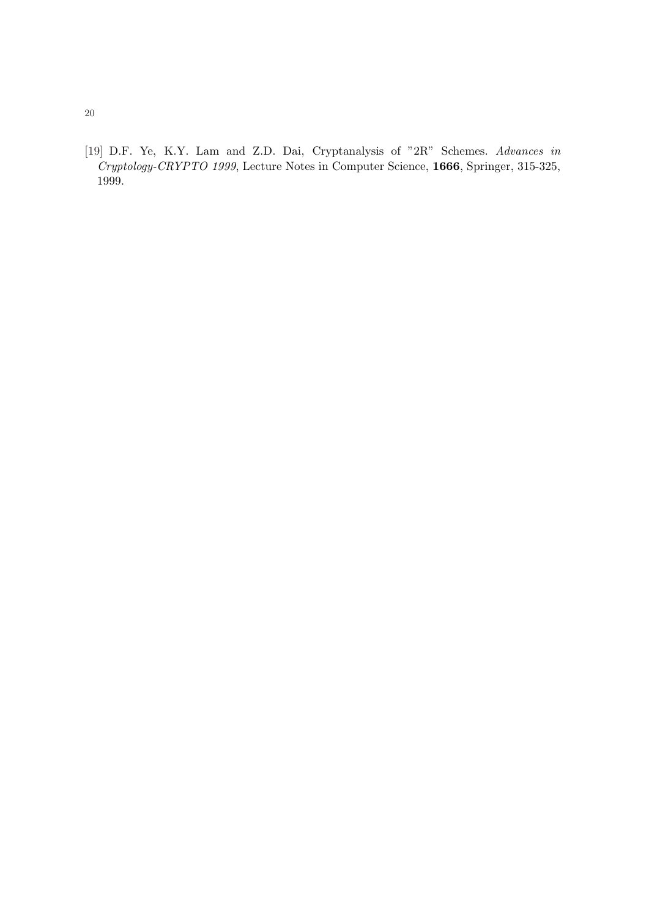[19] D.F. Ye, K.Y. Lam and Z.D. Dai, Cryptanalysis of "2R" Schemes. *Advances in Cryptology-CRYPTO 1999*, Lecture Notes in Computer Science, **1666**, Springer, 315-325, 1999.